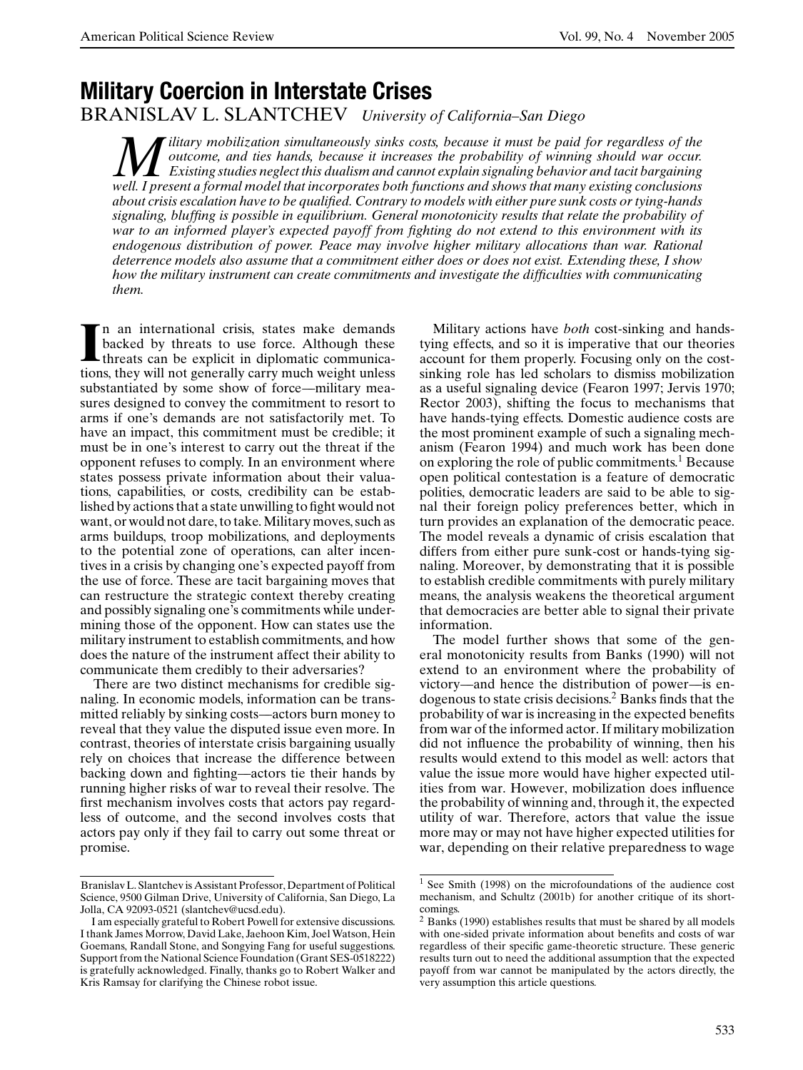# Military Coercion in Interstate Crises

BRANISLAV L. SLANTCHEV *University of California–San Diego*

*Military mobilization simultaneously sinks costs, because it must be paid for regardless of the outcome, and ties hands, because it increases the probability of winning should war occur. Existing studies neglect this dualism and cannot explain signaling behavior and tacit bargaining well. I present a formal model that incorporates both functions and shows that many existing conclusions about crisis escalation have to be qualified. Contrary to models with either pure sunk costs or tying-hands signaling, bluffing is possible in equilibrium. General monotonicity results that relate the probability of war to an informed player's expected payoff from fighting do not extend to this environment with its endogenous distribution of power. Peace may involve higher military allocations than war. Rational deterrence models also assume that a commitment either does or does not exist. Extending these, I show how the military instrument can create commitments and investigate the difficulties with communicating them.*

In an international crisis, states make demands backed by threats to use force. Although these threats can be explicit in diplomatic communications, they will not generally carry much weight unless substantiated by some show of force—military measures designed to convey the commitment to resort to arms if one's demands are not satisfactorily met. To have an impact, this commitment must be credible; it must be in one's interest to carry out the threat if the opponent refuses to comply. In an environment where states possess private information about their valuations, capabilities, or costs, credibility can be established by actions that a state unwilling to fight would not want, or would not dare, to take. Military moves, such as arms buildups, troop mobilizations, and deployments to the potential zone of operations, can alter incentives in a crisis by changing one's expected payoff from the use of force. These are tacit bargaining moves that can restructure the strategic context thereby creating and possibly signaling one's commitments while undermining those of the opponent. How can states use the military instrument to establish commitments, and how does the nature of the instrument affect their ability to communicate them credibly to their adversaries?

There are two distinct mechanisms for credible signaling. In economic models, information can be transmitted reliably by sinking costs—actors burn money to reveal that they value the disputed issue even more. In contrast, theories of interstate crisis bargaining usually rely on choices that increase the difference between backing down and fighting—actors tie their hands by running higher risks of war to reveal their resolve. The first mechanism involves costs that actors pay regardless of outcome, and the second involves costs that actors pay only if they fail to carry out some threat or promise.

Military actions have *both* cost-sinking and hands-tying effects, and so it is imperative that our theories account for them properly. Focusing only on the cost-sinking role has led scholars to dismiss mobilization as a useful signaling device (Fearon 1997; Jervis 1970; Rector 2003), shifting the focus to mechanisms that have hands-tying effects. Domestic audience costs are the most prominent example of such a signaling mechanism (Fearon 1994) and much work has been done on exploring the role of public commitments.[1] Because open political contestation is a feature of democratic polities, democratic leaders are said to be able to signal their foreign policy preferences better, which in turn provides an explanation of the democratic peace. The model reveals a dynamic of crisis escalation that differs from either pure sunk-cost or hands-tying signaling. Moreover, by demonstrating that it is possible to establish credible commitments with purely military means, the analysis weakens the theoretical argument that democracies are better able to signal their private information.

The model further shows that some of the general monotonicity results from Banks (1990) will not extend to an environment where the probability of victory—and hence the distribution of power—is endogenous to state crisis decisions.[2] Banks finds that the probability of war is increasing in the expected benefits from war of the informed actor. If military mobilization did not influence the probability of winning, then his results would extend to this model as well: actors that value the issue more would have higher expected utilities from war. However, mobilization does influence the probability of winning and, through it, the expected utility of war. Therefore, actors that value the issue more may or may not have higher expected utilities for war, depending on their relative preparedness to wage

---

Branislav L. Slantchev is Assistant Professor, Department of Political Science, 9500 Gilman Drive, University of California, San Diego, La Jolla, CA 92093-0521 (slantchev@ucsd.edu).

I am especially grateful to Robert Powell for extensive discussions. I thank James Morrow, David Lake, Jaehoon Kim, Joel Watson, Hein Goemans, Randall Stone, and Songying Fang for useful suggestions. Support from the National Science Foundation (Grant SES-0518222) is gratefully acknowledged. Finally, thanks go to Robert Walker and Kris Ramsay for clarifying the Chinese robot issue.

[1] See Smith (1998) on the microfoundations of the audience cost mechanism, and Schultz (2001b) for another critique of its shortcomings.

[2] Banks (1990) establishes results that must be shared by all models with one-sided private information about benefits and costs of war regardless of their specific game-theoretic structure. These generic results turn out to need the additional assumption that the expected payoff from war cannot be manipulated by the actors directly, the very assumption this article questions.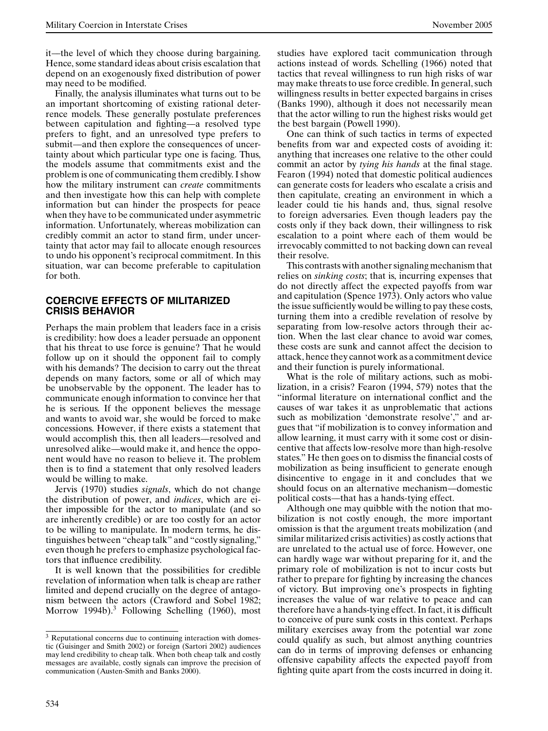it—the level of which they choose during bargaining. Hence, some standard ideas about crisis escalation that depend on an exogenously fixed distribution of power may need to be modified.

Finally, the analysis illuminates what turns out to be an important shortcoming of existing rational deterrence models. These generally postulate preferences between capitulation and fighting—a resolved type prefers to fight, and an unresolved type prefers to submit—and then explore the consequences of uncertainty about which particular type one is facing. Thus, the models assume that commitments exist and the problem is one of communicating them credibly. I show how the military instrument can *create* commitments and then investigate how this can help with complete information but can hinder the prospects for peace when they have to be communicated under asymmetric information. Unfortunately, whereas mobilization can credibly commit an actor to stand firm, under uncertainty that actor may fail to allocate enough resources to undo his opponent's reciprocal commitment. In this situation, war can become preferable to capitulation for both.

## COERCIVE EFFECTS OF MILITARIZED CRISIS BEHAVIOR

Perhaps the main problem that leaders face in a crisis is credibility: how does a leader persuade an opponent that his threat to use force is genuine? That he would follow up on it should the opponent fail to comply with his demands? The decision to carry out the threat depends on many factors, some or all of which may be unobservable by the opponent. The leader has to communicate enough information to convince her that he is serious. If the opponent believes the message and wants to avoid war, she would be forced to make concessions. However, if there exists a statement that would accomplish this, then all leaders—resolved and unresolved alike—would make it, and hence the opponent would have no reason to believe it. The problem then is to find a statement that only resolved leaders would be willing to make.

Jervis (1970) studies *signals*, which do not change the distribution of power, and *indices*, which are either impossible for the actor to manipulate (and so are inherently credible) or are too costly for an actor to be willing to manipulate. In modern terms, he distinguishes between "cheap talk" and "costly signaling," even though he prefers to emphasize psychological factors that influence credibility.

It is well known that the possibilities for credible revelation of information when talk is cheap are rather limited and depend crucially on the degree of antagonism between the actors (Crawford and Sobel 1982; Morrow 1994b).[3] Following Schelling (1960), most studies have explored tacit communication through actions instead of words. Schelling (1966) noted that tactics that reveal willingness to run high risks of war may make threats to use force credible. In general, such willingness results in better expected bargains in crises (Banks 1990), although it does not necessarily mean that the actor willing to run the highest risks would get the best bargain (Powell 1990).

One can think of such tactics in terms of expected benefits from war and expected costs of avoiding it: anything that increases one relative to the other could commit an actor by *tying his hands* at the final stage. Fearon (1994) noted that domestic political audiences can generate costs for leaders who escalate a crisis and then capitulate, creating an environment in which a leader could tie his hands and, thus, signal resolve to foreign adversaries. Even though leaders pay the costs only if they back down, their willingness to risk escalation to a point where each of them would be irrevocably committed to not backing down can reveal their resolve.

This contrasts with another signaling mechanism that relies on *sinking costs*; that is, incurring expenses that do not directly affect the expected payoffs from war and capitulation (Spence 1973). Only actors who value the issue sufficiently would be willing to pay these costs, turning them into a credible revelation of resolve by separating from low-resolve actors through their action. When the last clear chance to avoid war comes, these costs are sunk and cannot affect the decision to attack, hence they cannot work as a commitment device and their function is purely informational.

What is the role of military actions, such as mobilization, in a crisis? Fearon (1994, 579) notes that the "informal literature on international conflict and the causes of war takes it as unproblematic that actions such as mobilization 'demonstrate resolve'," and argues that "if mobilization is to convey information and allow learning, it must carry with it some cost or disincentive that affects low-resolve more than high-resolve states." He then goes on to dismiss the financial costs of mobilization as being insufficient to generate enough disincentive to engage in it and concludes that we should focus on an alternative mechanism—domestic political costs—that has a hands-tying effect.

Although one may quibble with the notion that mobilization is not costly enough, the more important omission is that the argument treats mobilization (and similar militarized crisis activities) as costly actions that are unrelated to the actual use of force. However, one can hardly wage war without preparing for it, and the primary role of mobilization is not to incur costs but rather to prepare for fighting by increasing the chances of victory. But improving one's prospects in fighting increases the value of war relative to peace and can therefore have a hands-tying effect. In fact, it is difficult to conceive of pure sunk costs in this context. Perhaps military exercises away from the potential war zone could qualify as such, but almost anything countries can do in terms of improving defenses or enhancing offensive capability affects the expected payoff from fighting quite apart from the costs incurred in doing it.

[3] Reputational concerns due to continuing interaction with domestic (Guisinger and Smith 2002) or foreign (Sartori 2002) audiences may lend credibility to cheap talk. When both cheap talk and costly messages are available, costly signals can improve the precision of communication (Austen-Smith and Banks 2000).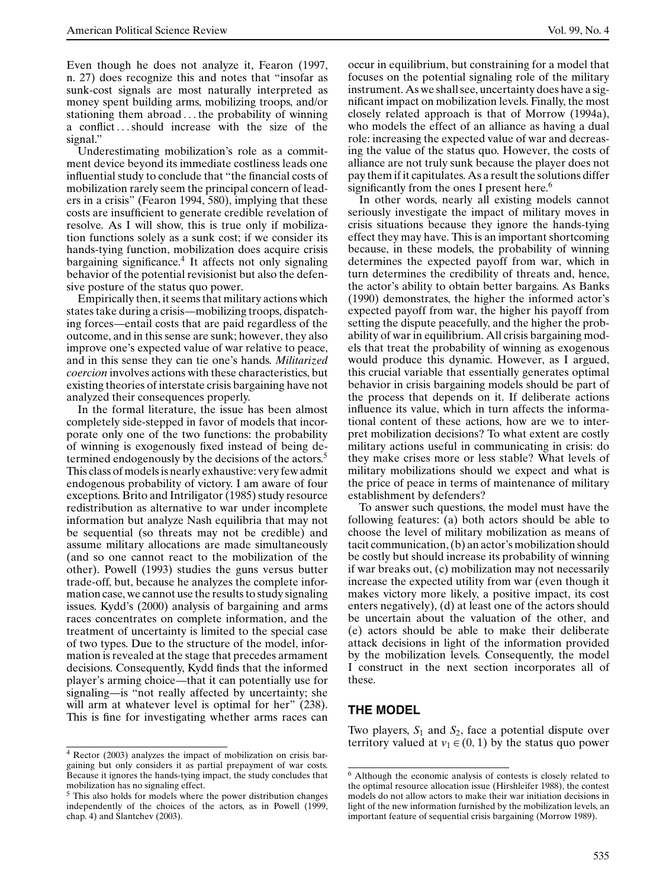Even though he does not analyze it, Fearon (1997, n. 27) does recognize this and notes that "insofar as sunk-cost signals are most naturally interpreted as money spent building arms, mobilizing troops, and/or stationing them abroad . . . the probability of winning a conflict . . . should increase with the size of the signal."

Underestimating mobilization's role as a commitment device beyond its immediate costliness leads one influential study to conclude that "the financial costs of mobilization rarely seem the principal concern of leaders in a crisis" (Fearon 1994, 580), implying that these costs are insufficient to generate credible revelation of resolve. As I will show, this is true only if mobilization functions solely as a sunk cost; if we consider its hands-tying function, mobilization does acquire crisis bargaining significance.[4] It affects not only signaling behavior of the potential revisionist but also the defensive posture of the status quo power.

Empirically then, it seems that military actions which states take during a crisis—mobilizing troops, dispatching forces—entail costs that are paid regardless of the outcome, and in this sense are sunk; however, they also improve one's expected value of war relative to peace, and in this sense they can tie one's hands. *Militarized coercion* involves actions with these characteristics, but existing theories of interstate crisis bargaining have not analyzed their consequences properly.

In the formal literature, the issue has been almost completely side-stepped in favor of models that incorporate only one of the two functions: the probability of winning is exogenously fixed instead of being determined endogenously by the decisions of the actors.[5] This class of models is nearly exhaustive: very few admit endogenous probability of victory. I am aware of four exceptions. Brito and Intriligator (1985) study resource redistribution as alternative to war under incomplete information but analyze Nash equilibria that may not be sequential (so threats may not be credible) and assume military allocations are made simultaneously (and so one cannot react to the mobilization of the other). Powell (1993) studies the guns versus butter trade-off, but, because he analyzes the complete information case, we cannot use the results to study signaling issues. Kydd's (2000) analysis of bargaining and arms races concentrates on complete information, and the treatment of uncertainty is limited to the special case of two types. Due to the structure of the model, information is revealed at the stage that precedes armament decisions. Consequently, Kydd finds that the informed player's arming choice—that it can potentially use for signaling—is "not really affected by uncertainty; she will arm at whatever level is optimal for her" (238). This is fine for investigating whether arms races can occur in equilibrium, but constraining for a model that focuses on the potential signaling role of the military instrument. As we shall see, uncertainty does have a significant impact on mobilization levels. Finally, the most closely related approach is that of Morrow (1994a), who models the effect of an alliance as having a dual role: increasing the expected value of war and decreasing the value of the status quo. However, the costs of alliance are not truly sunk because the player does not pay them if it capitulates. As a result the solutions differ significantly from the ones I present here.[6]

In other words, nearly all existing models cannot seriously investigate the impact of military moves in crisis situations because they ignore the hands-tying effect they may have. This is an important shortcoming because, in these models, the probability of winning determines the expected payoff from war, which in turn determines the credibility of threats and, hence, the actor's ability to obtain better bargains. As Banks (1990) demonstrates, the higher the informed actor's expected payoff from war, the higher his payoff from setting the dispute peacefully, and the higher the probability of war in equilibrium. All crisis bargaining models that treat the probability of winning as exogenous would produce this dynamic. However, as I argued, this crucial variable that essentially generates optimal behavior in crisis bargaining models should be part of the process that depends on it. If deliberate actions influence its value, which in turn affects the informational content of these actions, how are we to interpret mobilization decisions? To what extent are costly military actions useful in communicating in crisis: do they make crises more or less stable? What levels of military mobilizations should we expect and what is the price of peace in terms of maintenance of military establishment by defenders?

To answer such questions, the model must have the following features: (a) both actors should be able to choose the level of military mobilization as means of tacit communication, (b) an actor's mobilization should be costly but should increase its probability of winning if war breaks out, (c) mobilization may not necessarily increase the expected utility from war (even though it makes victory more likely, a positive impact, its cost enters negatively), (d) at least one of the actors should be uncertain about the valuation of the other, and (e) actors should be able to make their deliberate attack decisions in light of the information provided by the mobilization levels. Consequently, the model I construct in the next section incorporates all of these.

## THE MODEL

Two players, $S_1$ and $S_2$, face a potential dispute over territory valued at $v_1 \in (0, 1)$ by the status quo power

[4] Rector (2003) analyzes the impact of mobilization on crisis bargaining but only considers it as partial prepayment of war costs. Because it ignores the hands-tying impact, the study concludes that mobilization has no signaling effect.

[5] This also holds for models where the power distribution changes independently of the choices of the actors, as in Powell (1999, chap. 4) and Slantchev (2003).

[6] Although the economic analysis of contests is closely related to the optimal resource allocation issue (Hirshleifer 1988), the contest models do not allow actors to make their war initiation decisions in light of the new information furnished by the mobilization levels, an important feature of sequential crisis bargaining (Morrow 1989).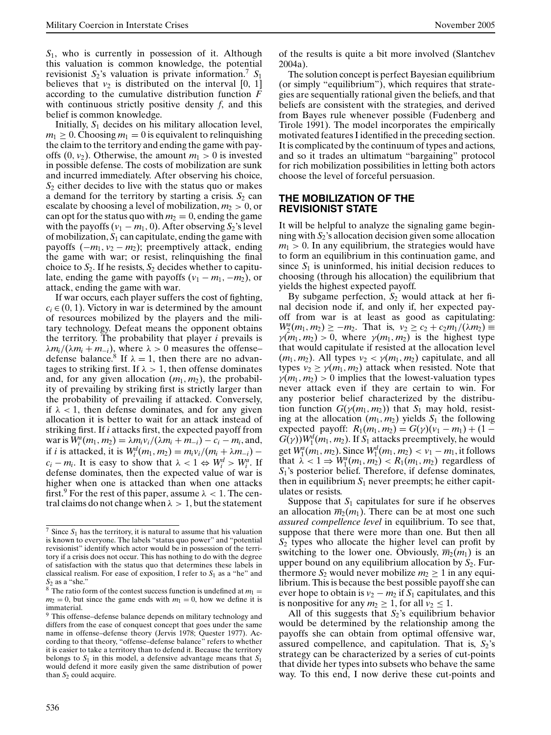$S_1$, who is currently in possession of it. Although this valuation is common knowledge, the potential revisionist $S_2$'s valuation is private information.[7] $S_1$ believes that $v_2$ is distributed on the interval [0, 1] according to the cumulative distribution function $F$ with continuous strictly positive density $f$, and this belief is common knowledge.

Initially, $S_1$ decides on his military allocation level, $m_1 \geq 0$. Choosing $m_1 = 0$ is equivalent to relinquishing the claim to the territory and ending the game with payoffs $(0, v_2)$. Otherwise, the amount $m_1 > 0$ is invested in possible defense. The costs of mobilization are sunk and incurred immediately. After observing his choice, $S_2$ either decides to live with the status quo or makes a demand for the territory by starting a crisis. $S_2$ can escalate by choosing a level of mobilization, $m_2 > 0$, or can opt for the status quo with $m_2 = 0$, ending the game with the payoffs $(v_1 - m_1, 0)$. After observing $S_2$'s level of mobilization, $S_1$ can capitulate, ending the game with payoffs $(-m_1, v_2 - m_2)$; preemptively attack, ending the game with war; or resist, relinquishing the final choice to $S_2$. If he resists, $S_2$ decides whether to capitulate, ending the game with payoffs $(v_1 - m_1, -m_2)$, or attack, ending the game with war.

If war occurs, each player suffers the cost of fighting, $c_i \in (0, 1)$. Victory in war is determined by the amount of resources mobilized by the players and the military technology. Defeat means the opponent obtains the territory. The probability that player $i$ prevails is $\lambda m_i/(\lambda m_i + m_{-i})$, where $\lambda > 0$ measures the offense–defense balance.[8] If $\lambda = 1$, then there are no advantages to striking first. If $\lambda > 1$, then offense dominates and, for any given allocation $(m_1, m_2)$, the probability of prevailing by striking first is strictly larger than the probability of prevailing if attacked. Conversely, if $\lambda < 1$, then defense dominates, and for any given allocation it is better to wait for an attack instead of striking first. If $i$ attacks first, the expected payoff from war is $W_i^a(m_1, m_2) = \lambda m_i v_i/(\lambda m_i + m_{-i}) - c_i - m_i$, and, if $i$ is attacked, it is $W_i^d(m_1, m_2) = m_i v_i/(m_i + \lambda m_{-i}) - c_i - m_i$. It is easy to show that $\lambda < 1 \Leftrightarrow W_i^d > W_i^a$. If defense dominates, then the expected value of war is higher when one is attacked than when one attacks first.[9] For the rest of this paper, assume $\lambda < 1$. The central claims do not change when $\lambda > 1$, but the statement of the results is quite a bit more involved (Slantchev 2004a).

The solution concept is perfect Bayesian equilibrium (or simply "equilibrium"), which requires that strategies are sequentially rational given the beliefs, and that beliefs are consistent with the strategies, and derived from Bayes rule whenever possible (Fudenberg and Tirole 1991). The model incorporates the empirically motivated features I identified in the preceding section. It is complicated by the continuum of types and actions, and so it trades an ultimatum "bargaining" protocol for rich mobilization possibilities in letting both actors choose the level of forceful persuasion.

## THE MOBILIZATION OF THE REVISIONIST STATE

It will be helpful to analyze the signaling game beginning with $S_2$'s allocation decision given some allocation $m_1 > 0$. In any equilibrium, the strategies would have to form an equilibrium in this continuation game, and since $S_1$ is uninformed, his initial decision reduces to choosing (through his allocation) the equilibrium that yields the highest expected payoff.

By subgame perfection, $S_2$ would attack at her final decision node if, and only if, her expected payoff from war is at least as good as capitulating: $W_2^a(m_1, m_2) \geq -m_2$. That is, $v_2 \geq c_2 + c_2 m_1/(\lambda m_2) \equiv \gamma(m_1, m_2) > 0$, where $\gamma(m_1, m_2)$ is the highest type that would capitulate if resisted at the allocation level $(m_1, m_2)$. All types $v_2 < \gamma(m_1, m_2)$ capitulate, and all types $v_2 \geq \gamma(m_1, m_2)$ attack when resisted. Note that $\gamma(m_1, m_2) > 0$ implies that the lowest-valuation types never attack even if they are certain to win. For any posterior belief characterized by the distribution function $G(\gamma(m_1, m_2))$ that $S_1$ may hold, resisting at the allocation $(m_1, m_2)$ yields $S_1$ the following expected payoff: $R_1(m_1, m_2) = G(\gamma)(v_1 - m_1) + (1 - G(\gamma))W_1^d(m_1, m_2)$. If $S_1$ attacks preemptively, he would get $W_1^a(m_1, m_2)$. Since $W_1^d(m_1, m_2) < v_1 - m_1$, it follows that $\lambda < 1 \Rightarrow W_1^a(m_1, m_2) < R_1(m_1, m_2)$ regardless of $S_1$'s posterior belief. Therefore, if defense dominates, then in equilibrium $S_1$ never preempts; he either capitulates or resists.

Suppose that $S_1$ capitulates for sure if he observes an allocation $\overline{m}_2(m_1)$. There can be at most one such *assured compellence level* in equilibrium. To see that, suppose that there were more than one. But then all $S_2$ types who allocate the higher level can profit by switching to the lower one. Obviously, $\overline{m}_2(m_1)$ is an upper bound on any equilibrium allocation by $S_2$. Furthermore $S_2$ would never mobilize $m_2 \geq 1$ in any equilibrium. This is because the best possible payoff she can ever hope to obtain is $v_2 - m_2$ if $S_1$ capitulates, and this is nonpositive for any $m_2 \geq 1$, for all $v_2 \leq 1$.

All of this suggests that $S_2$'s equilibrium behavior would be determined by the relationship among the payoffs she can obtain from optimal offensive war, assured compellence, and capitulation. That is, $S_2$'s strategy can be characterized by a series of cut-points that divide her types into subsets who behave the same way. To this end, I now derive these cut-points and

---

[7] Since $S_1$ has the territory, it is natural to assume that his valuation is known to everyone. The labels "status quo power" and "potential revisionist" identify which actor would be in possession of the territory if a crisis does not occur. This has nothing to do with the degree of satisfaction with the status quo that determines these labels in classical realism. For ease of exposition, I refer to $S_1$ as a "he" and $S_2$ as a "she."

[8] The ratio form of the contest success function is undefined at $m_1 = m_2 = 0$, but since the game ends with $m_1 = 0$, how we define it is immaterial.

[9] This offense–defense balance depends on military technology and differs from the ease of conquest concept that goes under the same name in offense–defense theory (Jervis 1978; Quester 1977). According to that theory, "offense–defense balance" refers to whether it is easier to take a territory than to defend it. Because the territory belongs to $S_1$ in this model, a defensive advantage means that $S_1$ would defend it more easily given the same distribution of power than $S_2$ could acquire.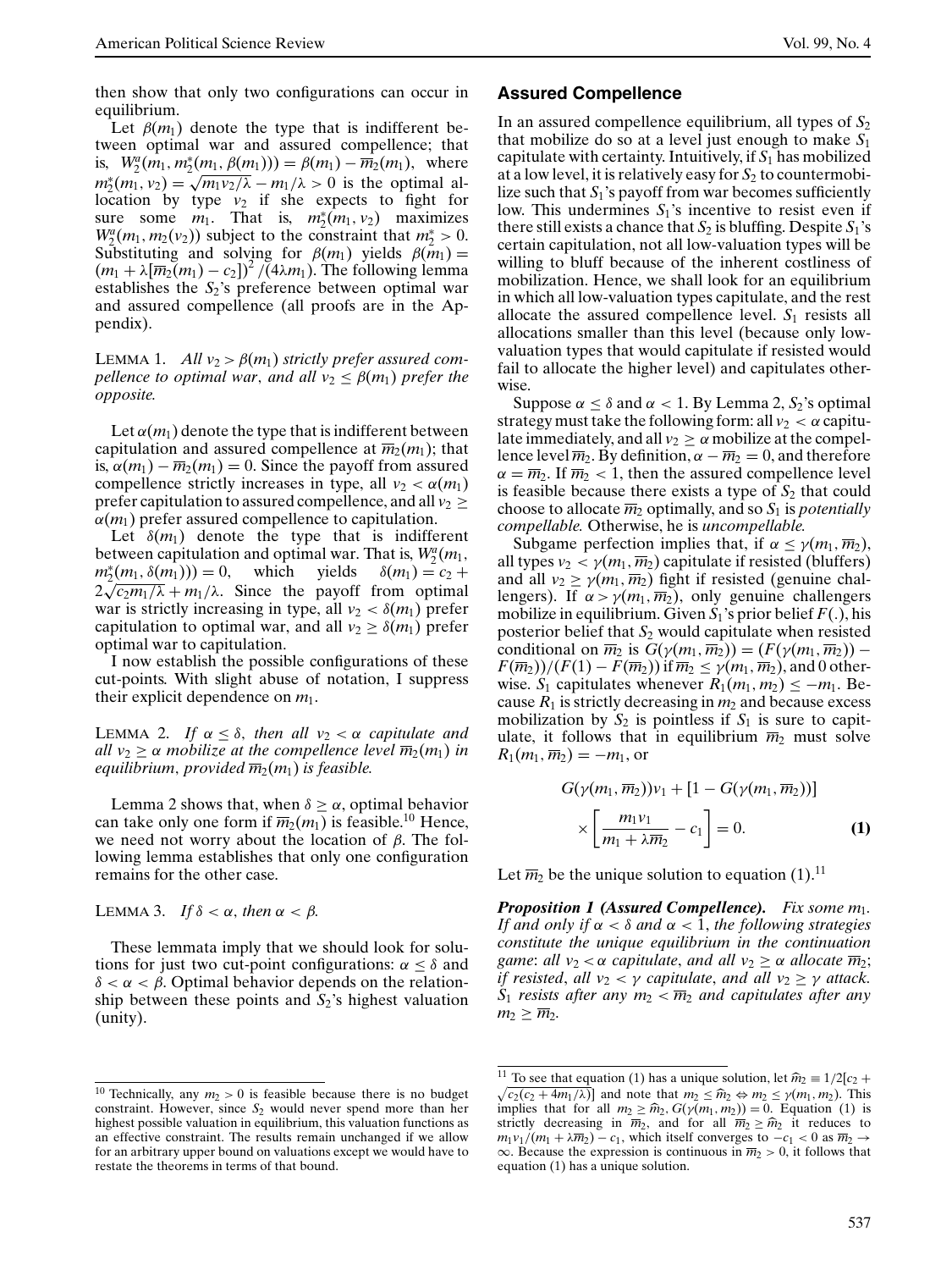then show that only two configurations can occur in equilibrium.

Let $\beta(m_1)$ denote the type that is indifferent between optimal war and assured compellence; that is, $W_2^a(m_1, m_2^*(m_1, \beta(m_1))) = \beta(m_1) - \overline{m}_2(m_1)$, where $m_2^*(m_1, v_2) = \sqrt{m_1 v_2/\lambda} - m_1/\lambda > 0$ is the optimal allocation by type $v_2$ if she expects to fight for sure some $m_1$. That is, $m_2^*(m_1, v_2)$ maximizes $W_2^a(m_1, m_2(v_2))$ subject to the constraint that $m_2^* > 0$. Substituting and solving for $\beta(m_1)$ yields $\beta(m_1) = (m_1 + \lambda[\overline{m}_2(m_1) - c_2])^2/(4\lambda m_1)$. The following lemma establishes the $S_2$'s preference between optimal war and assured compellence (all proofs are in the Appendix).

LEMMA 1. *All $v_2 > \beta(m_1)$ strictly prefer assured compellence to optimal war, and all $v_2 \leq \beta(m_1)$ prefer the opposite.*

Let $\alpha(m_1)$ denote the type that is indifferent between capitulation and assured compellence at $\overline{m}_2(m_1)$; that is, $\alpha(m_1) - \overline{m}_2(m_1) = 0$. Since the payoff from assured compellence strictly increases in type, all $v_2 < \alpha(m_1)$ prefer capitulation to assured compellence, and all $v_2 \geq \alpha(m_1)$ prefer assured compellence to capitulation.

Let $\delta(m_1)$ denote the type that is indifferent between capitulation and optimal war. That is, $W_2^a(m_1, m_2^*(m_1, \delta(m_1))) = 0$, which yields $\delta(m_1) = c_2 + 2\sqrt{c_2 m_1/\lambda} + m_1/\lambda$. Since the payoff from optimal war is strictly increasing in type, all $v_2 < \delta(m_1)$ prefer capitulation to optimal war, and all $v_2 \geq \delta(m_1)$ prefer optimal war to capitulation.

I now establish the possible configurations of these cut-points. With slight abuse of notation, I suppress their explicit dependence on $m_1$.

LEMMA 2. *If $\alpha \leq \delta$, then all $v_2 < \alpha$ capitulate and all $v_2 \geq \alpha$ mobilize at the compellence level $\overline{m}_2(m_1)$ in equilibrium, provided $\overline{m}_2(m_1)$ is feasible.*

Lemma 2 shows that, when $\delta \geq \alpha$, optimal behavior can take only one form if $\overline{m}_2(m_1)$ is feasible.[10] Hence, we need not worry about the location of $\beta$. The following lemma establishes that only one configuration remains for the other case.

LEMMA 3. *If $\delta < \alpha$, then $\alpha < \beta$.*

These lemmata imply that we should look for solutions for just two cut-point configurations: $\alpha \leq \delta$ and $\delta < \alpha < \beta$. Optimal behavior depends on the relationship between these points and $S_2$'s highest valuation (unity).

## Assured Compellence

In an assured compellence equilibrium, all types of $S_2$ that mobilize do so at a level just enough to make $S_1$ capitulate with certainty. Intuitively, if $S_1$ has mobilized at a low level, it is relatively easy for $S_2$ to countermobilize such that $S_1$'s payoff from war becomes sufficiently low. This undermines $S_1$'s incentive to resist even if there still exists a chance that $S_2$ is bluffing. Despite $S_1$'s certain capitulation, not all low-valuation types will be willing to bluff because of the inherent costliness of mobilization. Hence, we shall look for an equilibrium in which all low-valuation types capitulate, and the rest allocate the assured compellence level. $S_1$ resists all allocations smaller than this level (because only low-valuation types that would capitulate if resisted would fail to allocate the higher level) and capitulates otherwise.

Suppose $\alpha \leq \delta$ and $\alpha < 1$. By Lemma 2, $S_2$'s optimal strategy must take the following form: all $v_2 < \alpha$ capitulate immediately, and all $v_2 \geq \alpha$ mobilize at the compellence level $\overline{m}_2$. By definition, $\alpha - \overline{m}_2 = 0$, and therefore $\alpha = \overline{m}_2$. If $\overline{m}_2 < 1$, then the assured compellence level is feasible because there exists a type of $S_2$ that could choose to allocate $\overline{m}_2$ optimally, and so $S_1$ is *potentially compellable*. Otherwise, he is *uncompellable*.

Subgame perfection implies that, if $\alpha \leq \gamma(m_1, \overline{m}_2)$, all types $v_2 < \gamma(m_1, \overline{m}_2)$ capitulate if resisted (bluffers) and all $v_2 \geq \gamma(m_1, \overline{m}_2)$ fight if resisted (genuine challengers). If $\alpha > \gamma(m_1, \overline{m}_2)$, only genuine challengers mobilize in equilibrium. Given $S_1$'s prior belief $F(.)$, his posterior belief that $S_2$ would capitulate when resisted conditional on $\overline{m}_2$ is $G(\gamma(m_1, \overline{m}_2)) = (F(\gamma(m_1, \overline{m}_2)) - F(\overline{m}_2))/(F(1) - F(\overline{m}_2))$ if $\overline{m}_2 \leq \gamma(m_1, \overline{m}_2)$, and 0 otherwise. $S_1$ capitulates whenever $R_1(m_1, m_2) \leq -m_1$. Because $R_1$ is strictly decreasing in $m_2$ and because excess mobilization by $S_2$ is pointless if $S_1$ is sure to capitulate, it follows that in equilibrium $\overline{m}_2$ must solve $R_1(m_1, \overline{m}_2) = -m_1$, or

$$G(\gamma(m_1, \overline{m}_2))v_1 + [1 - G(\gamma(m_1, \overline{m}_2))] \times \left[\frac{m_1 v_1}{m_1 + \lambda \overline{m}_2} - c_1\right] = 0. \quad \textbf{(1)}$$

Let $\overline{m}_2$ be the unique solution to equation (1).[11]

***Proposition 1 (Assured Compellence).*** *Fix some $m_1$. If and only if $\alpha < \delta$ and $\alpha < 1$, the following strategies constitute the unique equilibrium in the continuation game: all $v_2 < \alpha$ capitulate, and all $v_2 \geq \alpha$ allocate $\overline{m}_2$; if resisted, all $v_2 < \gamma$ capitulate, and all $v_2 \geq \gamma$ attack. $S_1$ resists after any $m_2 < \overline{m}_2$ and capitulates after any $m_2 \geq \overline{m}_2$.*

---

[10] Technically, any $m_2 > 0$ is feasible because there is no budget constraint. However, since $S_2$ would never spend more than her highest possible valuation in equilibrium, this valuation functions as an effective constraint. The results remain unchanged if we allow for an arbitrary upper bound on valuations except we would have to restate the theorems in terms of that bound.

[11] To see that equation (1) has a unique solution, let $\widehat{m}_2 \equiv 1/2[c_2 + \sqrt{c_2(c_2 + 4m_1/\lambda)}]$ and note that $m_2 \leq \widehat{m}_2 \Leftrightarrow m_2 \leq \gamma(m_1, m_2)$. This implies that for all $m_2 \geq \widehat{m}_2$, $G(\gamma(m_1, m_2)) = 0$. Equation (1) is strictly decreasing in $\overline{m}_2$, and for all $\overline{m}_2 \geq \widehat{m}_2$ it reduces to $m_1 v_1/(m_1 + \lambda \overline{m}_2) - c_1$, which itself converges to $-c_1 < 0$ as $\overline{m}_2 \rightarrow \infty$. Because the expression is continuous in $\overline{m}_2 > 0$, it follows that equation (1) has a unique solution.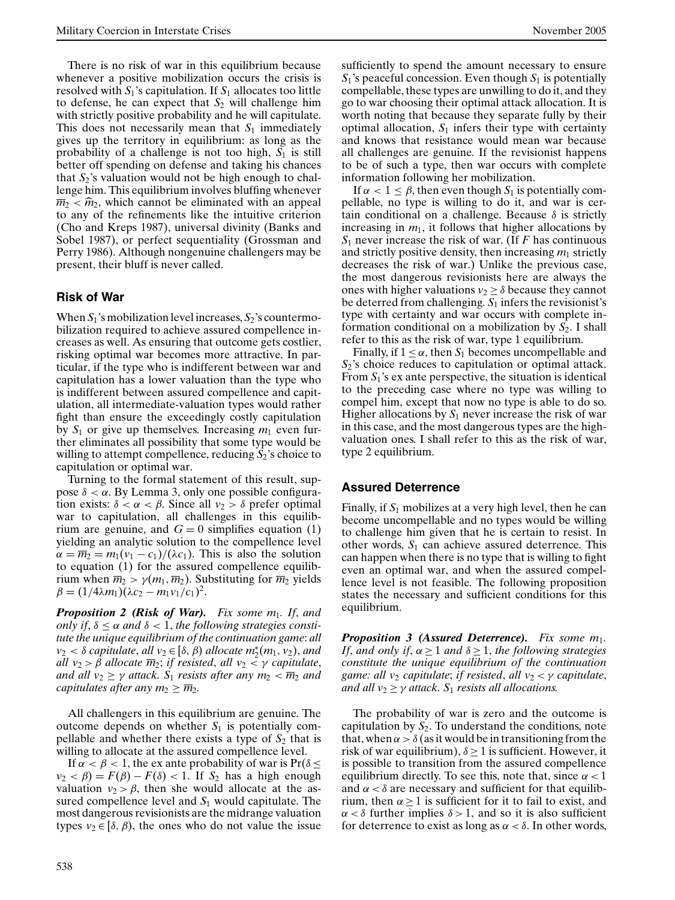There is no risk of war in this equilibrium because whenever a positive mobilization occurs the crisis is resolved with $S_1$'s capitulation. If $S_1$ allocates too little to defense, he can expect that $S_2$ will challenge him with strictly positive probability and he will capitulate. This does not necessarily mean that $S_1$ immediately gives up the territory in equilibrium: as long as the probability of a challenge is not too high, $S_1$ is still better off spending on defense and taking his chances that $S_2$'s valuation would not be high enough to challenge him. This equilibrium involves bluffing whenever $\overline{m}_2 < \widehat{m}_2$, which cannot be eliminated with an appeal to any of the refinements like the intuitive criterion (Cho and Kreps 1987), universal divinity (Banks and Sobel 1987), or perfect sequentiality (Grossman and Perry 1986). Although nongenuine challengers may be present, their bluff is never called.

## Risk of War

When $S_1$'s mobilization level increases, $S_2$'s countermobilization required to achieve assured compellence increases as well. As ensuring that outcome gets costlier, risking optimal war becomes more attractive. In particular, if the type who is indifferent between war and capitulation has a lower valuation than the type who is indifferent between assured compellence and capitulation, all intermediate-valuation types would rather fight than ensure the exceedingly costly capitulation by $S_1$ or give up themselves. Increasing $m_1$ even further eliminates all possibility that some type would be willing to attempt compellence, reducing $S_2$'s choice to capitulation or optimal war.

Turning to the formal statement of this result, suppose $\delta < \alpha$. By Lemma 3, only one possible configuration exists: $\delta < \alpha < \beta$. Since all $v_2 > \delta$ prefer optimal war to capitulation, all challenges in this equilibrium are genuine, and $G = 0$ simplifies equation (1) yielding an analytic solution to the compellence level $\alpha = \overline{m}_2 = m_1(v_1 - c_1)/(\lambda c_1)$. This is also the solution to equation (1) for the assured compellence equilibrium when $\overline{m}_2 > \gamma(m_1, \overline{m}_2)$. Substituting for $\overline{m}_2$ yields $\beta = (1/4\lambda m_1)(\lambda c_2 - m_1 v_1/c_1)^2$.

***Proposition 2 (Risk of War).*** *Fix some $m_1$. If, and only if, $\delta \leq \alpha$ and $\delta < 1$, the following strategies constitute the unique equilibrium of the continuation game: all $v_2 < \delta$ capitulate, all $v_2 \in [\delta, \beta)$ allocate $m_2^*(m_1, v_2)$, and all $v_2 > \beta$ allocate $\overline{m}_2$; if resisted, all $v_2 < \gamma$ capitulate, and all $v_2 \geq \gamma$ attack. $S_1$ resists after any $m_2 < \overline{m}_2$ and capitulates after any $m_2 \geq \overline{m}_2$.*

All challengers in this equilibrium are genuine. The outcome depends on whether $S_1$ is potentially compellable and whether there exists a type of $S_2$ that is willing to allocate at the assured compellence level.

If $\alpha < \beta < 1$, the ex ante probability of war is $\Pr(\delta \leq v_2 < \beta) = F(\beta) - F(\delta) < 1$. If $S_2$ has a high enough valuation $v_2 > \beta$, then she would allocate at the assured compellence level and $S_1$ would capitulate. The most dangerous revisionists are the midrange valuation types $v_2 \in [\delta, \beta)$, the ones who do not value the issue sufficiently to spend the amount necessary to ensure $S_1$'s peaceful concession. Even though $S_1$ is potentially compellable, these types are unwilling to do it, and they go to war choosing their optimal attack allocation. It is worth noting that because they separate fully by their optimal allocation, $S_1$ infers their type with certainty and knows that resistance would mean war because all challenges are genuine. If the revisionist happens to be of such a type, then war occurs with complete information following her mobilization.

If $\alpha < 1 \leq \beta$, then even though $S_1$ is potentially compellable, no type is willing to do it, and war is certain conditional on a challenge. Because $\delta$ is strictly increasing in $m_1$, it follows that higher allocations by $S_1$ never increase the risk of war. (If $F$ has continuous and strictly positive density, then increasing $m_1$ strictly decreases the risk of war.) Unlike the previous case, the most dangerous revisionists here are always the ones with higher valuations $v_2 \geq \delta$ because they cannot be deterred from challenging. $S_1$ infers the revisionist's type with certainty and war occurs with complete information conditional on a mobilization by $S_2$. I shall refer to this as the risk of war, type 1 equilibrium.

Finally, if $1 \leq \alpha$, then $S_1$ becomes uncompellable and $S_2$'s choice reduces to capitulation or optimal attack. From $S_1$'s ex ante perspective, the situation is identical to the preceding case where no type was willing to compel him, except that now no type is able to do so. Higher allocations by $S_1$ never increase the risk of war in this case, and the most dangerous types are the high-valuation ones. I shall refer to this as the risk of war, type 2 equilibrium.

## Assured Deterrence

Finally, if $S_1$ mobilizes at a very high level, then he can become uncompellable and no types would be willing to challenge him given that he is certain to resist. In other words, $S_1$ can achieve assured deterrence. This can happen when there is no type that is willing to fight even an optimal war, and when the assured compellence level is not feasible. The following proposition states the necessary and sufficient conditions for this equilibrium.

***Proposition 3 (Assured Deterrence).*** *Fix some $m_1$. If, and only if, $\alpha \geq 1$ and $\delta \geq 1$, the following strategies constitute the unique equilibrium of the continuation game: all $v_2$ capitulate; if resisted, all $v_2 < \gamma$ capitulate, and all $v_2 \geq \gamma$ attack. $S_1$ resists all allocations.*

The probability of war is zero and the outcome is capitulation by $S_2$. To understand the conditions, note that, when $\alpha > \delta$ (as it would be in transitioning from the risk of war equilibrium), $\delta \geq 1$ is sufficient. However, it is possible to transition from the assured compellence equilibrium directly. To see this, note that, since $\alpha < 1$ and $\alpha < \delta$ are necessary and sufficient for that equilibrium, then $\alpha \geq 1$ is sufficient for it to fail to exist, and $\alpha < \delta$ further implies $\delta > 1$, and so it is also sufficient for deterrence to exist as long as $\alpha < \delta$. In other words,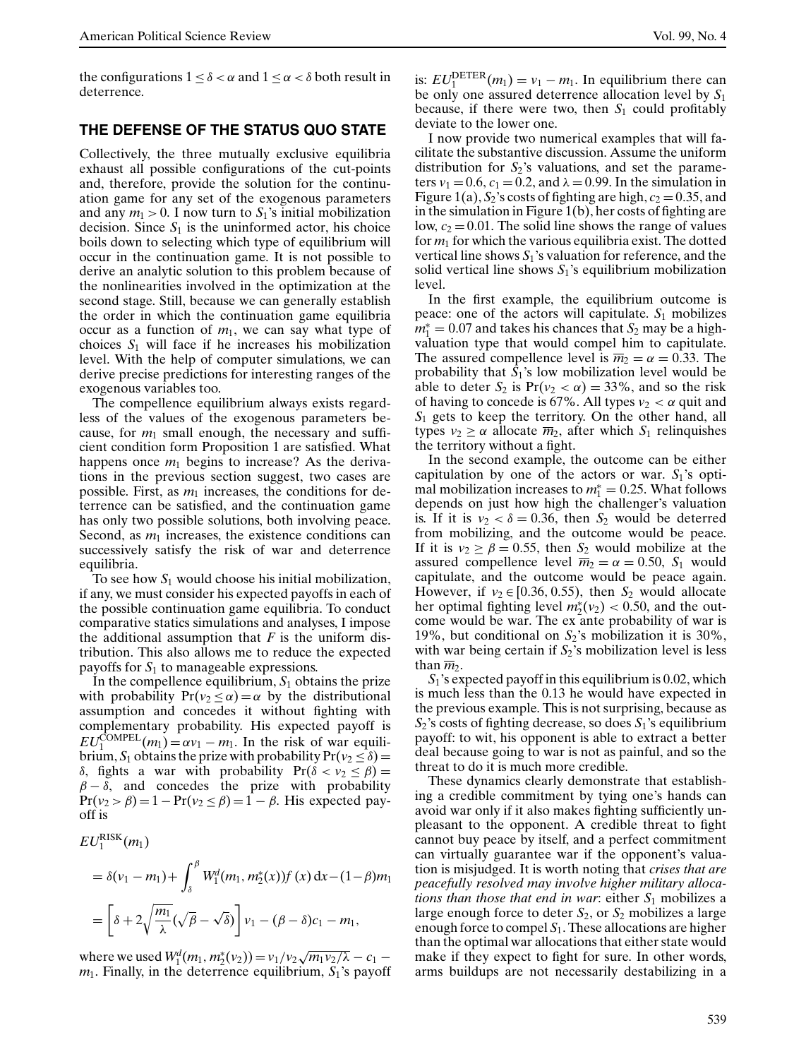the configurations $1 \le \delta < \alpha$ and $1 \le \alpha < \delta$ both result in deterrence.

## THE DEFENSE OF THE STATUS QUO STATE

Collectively, the three mutually exclusive equilibria exhaust all possible configurations of the cut-points and, therefore, provide the solution for the continuation game for any set of the exogenous parameters and any $m_1 > 0$. I now turn to $S_1$'s initial mobilization decision. Since $S_1$ is the uninformed actor, his choice boils down to selecting which type of equilibrium will occur in the continuation game. It is not possible to derive an analytic solution to this problem because of the nonlinearities involved in the optimization at the second stage. Still, because we can generally establish the order in which the continuation game equilibria occur as a function of $m_1$, we can say what type of choices $S_1$ will face if he increases his mobilization level. With the help of computer simulations, we can derive precise predictions for interesting ranges of the exogenous variables too.

The compellence equilibrium always exists regardless of the values of the exogenous parameters because, for $m_1$ small enough, the necessary and sufficient condition form Proposition 1 are satisfied. What happens once $m_1$ begins to increase? As the derivations in the previous section suggest, two cases are possible. First, as $m_1$ increases, the conditions for deterrence can be satisfied, and the continuation game has only two possible solutions, both involving peace. Second, as $m_1$ increases, the existence conditions can successively satisfy the risk of war and deterrence equilibria.

To see how $S_1$ would choose his initial mobilization, if any, we must consider his expected payoffs in each of the possible continuation game equilibria. To conduct comparative statics simulations and analyses, I impose the additional assumption that $F$ is the uniform distribution. This also allows me to reduce the expected payoffs for $S_1$ to manageable expressions.

In the compellence equilibrium, $S_1$ obtains the prize with probability $\Pr(v_2 \le \alpha) = \alpha$ by the distributional assumption and concedes it without fighting with complementary probability. His expected payoff is $EU_1^{\text{COMPEL}}(m_1) = \alpha v_1 - m_1$. In the risk of war equilibrium, $S_1$ obtains the prize with probability $\Pr(v_2 \le \delta) = \delta$, fights a war with probability $\Pr(\delta < v_2 \le \beta) = \beta - \delta$, and concedes the prize with probability $\Pr(v_2 > \beta) = 1 - \Pr(v_2 \le \beta) = 1 - \beta$. His expected payoff is

$$
\begin{aligned}
EU_1^{\text{RISK}}(m_1) &= \delta(v_1 - m_1) + \int_\delta^\beta W_1^d(m_1, m_2^*(x)) f(x)\,\mathrm{d}x - (1-\beta)m_1 \\
&= \left[\delta + 2\sqrt{\frac{m_1}{\lambda}}(\sqrt{\beta} - \sqrt{\delta})\right] v_1 - (\beta - \delta)c_1 - m_1,
\end{aligned}
$$

where we used $W_1^d(m_1, m_2^*(v_2)) = v_1/v_2\sqrt{m_1 v_2/\lambda} - c_1 - m_1$. Finally, in the deterrence equilibrium, $S_1$'s payoff is: $EU_1^{\text{DETER}}(m_1) = v_1 - m_1$. In equilibrium there can be only one assured deterrence allocation level by $S_1$ because, if there were two, then $S_1$ could profitably deviate to the lower one.

I now provide two numerical examples that will facilitate the substantive discussion. Assume the uniform distribution for $S_2$'s valuations, and set the parameters $v_1 = 0.6$, $c_1 = 0.2$, and $\lambda = 0.99$. In the simulation in Figure 1(a), $S_2$'s costs of fighting are high, $c_2 = 0.35$, and in the simulation in Figure 1(b), her costs of fighting are low, $c_2 = 0.01$. The solid line shows the range of values for $m_1$ for which the various equilibria exist. The dotted vertical line shows $S_1$'s valuation for reference, and the solid vertical line shows $S_1$'s equilibrium mobilization level.

In the first example, the equilibrium outcome is peace: one of the actors will capitulate. $S_1$ mobilizes $m_1^* = 0.07$ and takes his chances that $S_2$ may be a high-valuation type that would compel him to capitulate. The assured compellence level is $\overline{m}_2 = \alpha = 0.33$. The probability that $S_1$'s low mobilization level would be able to deter $S_2$ is $\Pr(v_2 < \alpha) = 33\%$, and so the risk of having to concede is 67%. All types $v_2 < \alpha$ quit and $S_1$ gets to keep the territory. On the other hand, all types $v_2 \ge \alpha$ allocate $\overline{m}_2$, after which $S_1$ relinquishes the territory without a fight.

In the second example, the outcome can be either capitulation by one of the actors or war. $S_1$'s optimal mobilization increases to $m_1^* = 0.25$. What follows depends on just how high the challenger's valuation is. If it is $v_2 < \delta = 0.36$, then $S_2$ would be deterred from mobilizing, and the outcome would be peace. If it is $v_2 \ge \beta = 0.55$, then $S_2$ would mobilize at the assured compellence level $\overline{m}_2 = \alpha = 0.50$, $S_1$ would capitulate, and the outcome would be peace again. However, if $v_2 \in [0.36, 0.55)$, then $S_2$ would allocate her optimal fighting level $m_2^*(v_2) < 0.50$, and the outcome would be war. The ex ante probability of war is 19%, but conditional on $S_2$'s mobilization it is 30%, with war being certain if $S_2$'s mobilization level is less than $\overline{m}_2$.

$S_1$'s expected payoff in this equilibrium is 0.02, which is much less than the 0.13 he would have expected in the previous example. This is not surprising, because as $S_2$'s costs of fighting decrease, so does $S_1$'s equilibrium payoff: to wit, his opponent is able to extract a better deal because going to war is not as painful, and so the threat to do it is much more credible.

These dynamics clearly demonstrate that establishing a credible commitment by tying one's hands can avoid war only if it also makes fighting sufficiently unpleasant to the opponent. A credible threat to fight cannot buy peace by itself, and a perfect commitment can virtually guarantee war if the opponent's valuation is misjudged. It is worth noting that *crises that are peacefully resolved may involve higher military allocations than those that end in war*: either $S_1$ mobilizes a large enough force to deter $S_2$, or $S_2$ mobilizes a large enough force to compel $S_1$. These allocations are higher than the optimal war allocations that either state would make if they expect to fight for sure. In other words, arms buildups are not necessarily destabilizing in a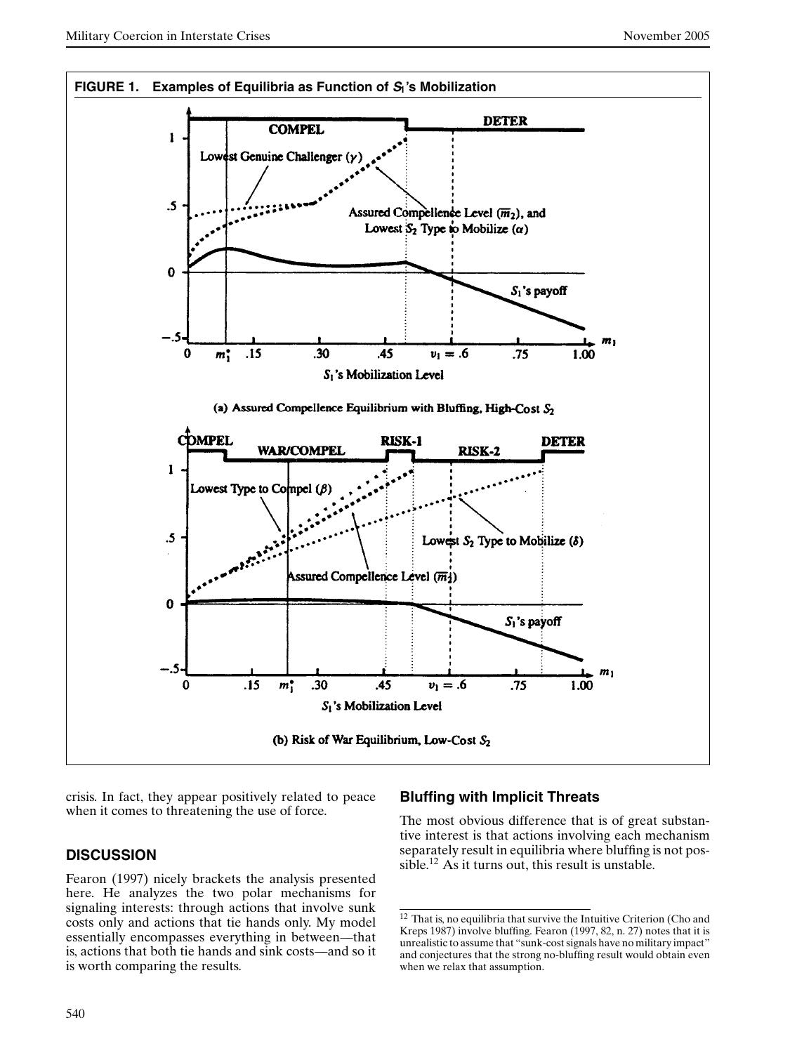**FIGURE 1. Examples of Equilibria as Function of $S_1$'s Mobilization**

(a) Assured Compellence Equilibrium with Bluffing, High-Cost $S_2$

(b) Risk of War Equilibrium, Low-Cost $S_2$

crisis. In fact, they appear positively related to peace when it comes to threatening the use of force.

## DISCUSSION

Fearon (1997) nicely brackets the analysis presented here. He analyzes the two polar mechanisms for signaling interests: through actions that involve sunk costs only and actions that tie hands only. My model essentially encompasses everything in between—that is, actions that both tie hands and sink costs—and so it is worth comparing the results.

### Bluffing with Implicit Threats

The most obvious difference that is of great substantive interest is that actions involving each mechanism separately result in equilibria where bluffing is not possible.[12] As it turns out, this result is unstable.

[12] That is, no equilibria that survive the Intuitive Criterion (Cho and Kreps 1987) involve bluffing. Fearon (1997, 82, n. 27) notes that it is unrealistic to assume that "sunk-cost signals have no military impact" and conjectures that the strong no-bluffing result would obtain even when we relax that assumption.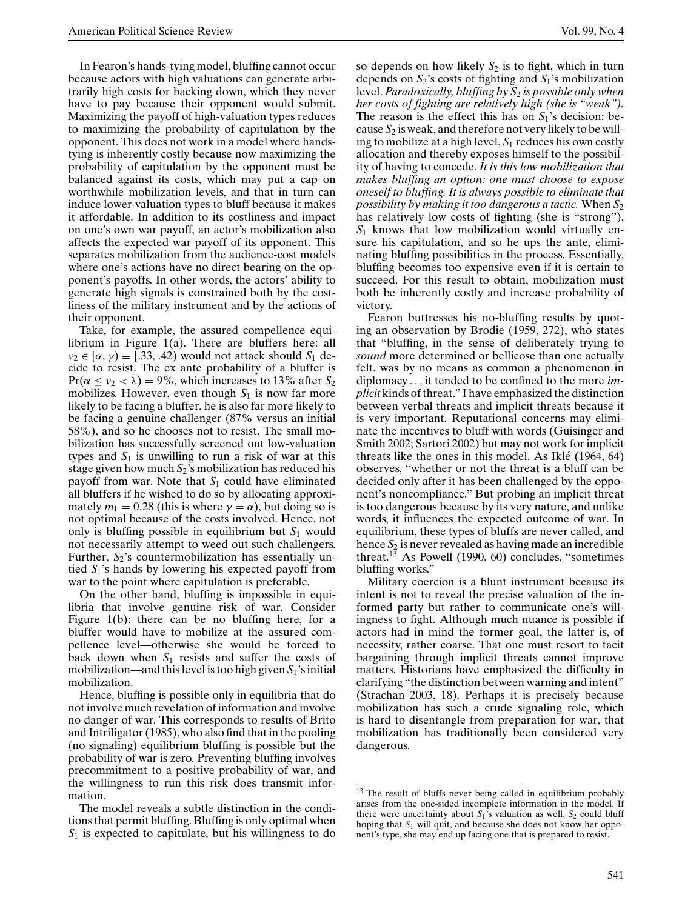In Fearon's hands-tying model, bluffing cannot occur because actors with high valuations can generate arbitrarily high costs for backing down, which they never have to pay because their opponent would submit. Maximizing the payoff of high-valuation types reduces to maximizing the probability of capitulation by the opponent. This does not work in a model where hands-tying is inherently costly because now maximizing the probability of capitulation by the opponent must be balanced against its costs, which may put a cap on worthwhile mobilization levels, and that in turn can induce lower-valuation types to bluff because it makes it affordable. In addition to its costliness and impact on one's own war payoff, an actor's mobilization also affects the expected war payoff of its opponent. This separates mobilization from the audience-cost models where one's actions have no direct bearing on the opponent's payoffs. In other words, the actors' ability to generate high signals is constrained both by the costliness of the military instrument and by the actions of their opponent.

Take, for example, the assured compellence equilibrium in Figure 1(a). There are bluffers here: all $v_2 \in [\alpha, \gamma) \equiv [.33, .42)$ would not attack should $S_1$ decide to resist. The ex ante probability of a bluffer is $\Pr(\alpha \leq v_2 < \lambda) = 9\%$, which increases to 13% after $S_2$ mobilizes. However, even though $S_1$ is now far more likely to be facing a bluffer, he is also far more likely to be facing a genuine challenger (87% versus an initial 58%), and so he chooses not to resist. The small mobilization has successfully screened out low-valuation types and $S_1$ is unwilling to run a risk of war at this stage given how much $S_2$'s mobilization has reduced his payoff from war. Note that $S_1$ could have eliminated all bluffers if he wished to do so by allocating approximately $m_1 = 0.28$ (this is where $\gamma = \alpha$), but doing so is not optimal because of the costs involved. Hence, not only is bluffing possible in equilibrium but $S_1$ would not necessarily attempt to weed out such challengers. Further, $S_2$'s countermobilization has essentially untied $S_1$'s hands by lowering his expected payoff from war to the point where capitulation is preferable.

On the other hand, bluffing is impossible in equilibria that involve genuine risk of war. Consider Figure 1(b): there can be no bluffing here, for a bluffer would have to mobilize at the assured compellence level—otherwise she would be forced to back down when $S_1$ resists and suffer the costs of mobilization—and this level is too high given $S_1$'s initial mobilization.

Hence, bluffing is possible only in equilibria that do not involve much revelation of information and involve no danger of war. This corresponds to results of Brito and Intriligator (1985), who also find that in the pooling (no signaling) equilibrium bluffing is possible but the probability of war is zero. Preventing bluffing involves precommitment to a positive probability of war, and the willingness to run this risk does transmit information.

The model reveals a subtle distinction in the conditions that permit bluffing. Bluffing is only optimal when $S_1$ is expected to capitulate, but his willingness to do so depends on how likely $S_2$ is to fight, which in turn depends on $S_2$'s costs of fighting and $S_1$'s mobilization level. *Paradoxically, bluffing by $S_2$ is possible only when her costs of fighting are relatively high (she is "weak").* The reason is the effect this has on $S_1$'s decision: because $S_2$ is weak, and therefore not very likely to be willing to mobilize at a high level, $S_1$ reduces his own costly allocation and thereby exposes himself to the possibility of having to concede. *It is this low mobilization that makes bluffing an option: one must choose to expose oneself to bluffing. It is always possible to eliminate that possibility by making it too dangerous a tactic.* When $S_2$ has relatively low costs of fighting (she is "strong"), $S_1$ knows that low mobilization would virtually ensure his capitulation, and so he ups the ante, eliminating bluffing possibilities in the process. Essentially, bluffing becomes too expensive even if it is certain to succeed. For this result to obtain, mobilization must both be inherently costly and increase probability of victory.

Fearon buttresses his no-bluffing results by quoting an observation by Brodie (1959, 272), who states that "bluffing, in the sense of deliberately trying to *sound* more determined or bellicose than one actually felt, was by no means as common a phenomenon in diplomacy ... it tended to be confined to the more *implicit* kinds of threat." I have emphasized the distinction between verbal threats and implicit threats because it is very important. Reputational concerns may eliminate the incentives to bluff with words (Guisinger and Smith 2002; Sartori 2002) but may not work for implicit threats like the ones in this model. As Iklé (1964, 64) observes, "whether or not the threat is a bluff can be decided only after it has been challenged by the opponent's noncompliance." But probing an implicit threat is too dangerous because by its very nature, and unlike words, it influences the expected outcome of war. In equilibrium, these types of bluffs are never called, and hence $S_2$ is never revealed as having made an incredible threat.[13] As Powell (1990, 60) concludes, "sometimes bluffing works."

Military coercion is a blunt instrument because its intent is not to reveal the precise valuation of the informed party but rather to communicate one's willingness to fight. Although much nuance is possible if actors had in mind the former goal, the latter is, of necessity, rather coarse. That one must resort to tacit bargaining through implicit threats cannot improve matters. Historians have emphasized the difficulty in clarifying "the distinction between warning and intent" (Strachan 2003, 18). Perhaps it is precisely because mobilization has such a crude signaling role, which is hard to disentangle from preparation for war, that mobilization has traditionally been considered very dangerous.

[13] The result of bluffs never being called in equilibrium probably arises from the one-sided incomplete information in the model. If there were uncertainty about $S_1$'s valuation as well, $S_2$ could bluff hoping that $S_1$ will quit, and because she does not know her opponent's type, she may end up facing one that is prepared to resist.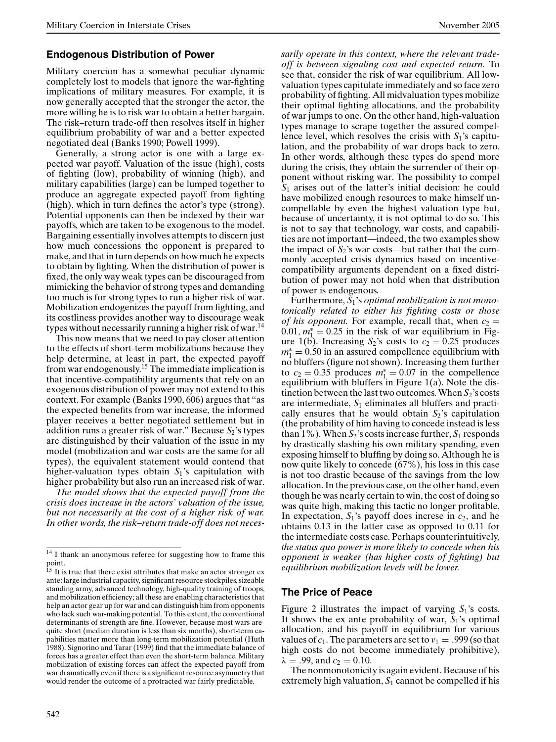## Endogenous Distribution of Power

Military coercion has a somewhat peculiar dynamic completely lost to models that ignore the war-fighting implications of military measures. For example, it is now generally accepted that the stronger the actor, the more willing he is to risk war to obtain a better bargain. The risk–return trade-off then resolves itself in higher equilibrium probability of war and a better expected negotiated deal (Banks 1990; Powell 1999).

Generally, a strong actor is one with a large expected war payoff. Valuation of the issue (high), costs of fighting (low), probability of winning (high), and military capabilities (large) can be lumped together to produce an aggregate expected payoff from fighting (high), which in turn defines the actor's type (strong). Potential opponents can then be indexed by their war payoffs, which are taken to be exogenous to the model. Bargaining essentially involves attempts to discern just how much concessions the opponent is prepared to make, and that in turn depends on how much he expects to obtain by fighting. When the distribution of power is fixed, the only way weak types can be discouraged from mimicking the behavior of strong types and demanding too much is for strong types to run a higher risk of war. Mobilization endogenizes the payoff from fighting, and its costliness provides another way to discourage weak types without necessarily running a higher risk of war.[14]

This now means that we need to pay closer attention to the effects of short-term mobilizations because they help determine, at least in part, the expected payoff from war endogenously.[15] The immediate implication is that incentive-compatibility arguments that rely on an exogenous distribution of power may not extend to this context. For example (Banks 1990, 606) argues that "as the expected benefits from war increase, the informed player receives a better negotiated settlement but in addition runs a greater risk of war." Because $S_2$'s types are distinguished by their valuation of the issue in my model (mobilization and war costs are the same for all types), the equivalent statement would contend that higher-valuation types obtain $S_1$'s capitulation with higher probability but also run an increased risk of war.

*The model shows that the expected payoff from the crisis does increase in the actors' valuation of the issue, but not necessarily at the cost of a higher risk of war. In other words, the risk–return trade-off does not necessarily operate in this context, where the relevant trade-off is between signaling cost and expected return.* To see that, consider the risk of war equilibrium. All low-valuation types capitulate immediately and so face zero probability of fighting. All midvaluation types mobilize their optimal fighting allocations, and the probability of war jumps to one. On the other hand, high-valuation types manage to scrape together the assured compellence level, which resolves the crisis with $S_1$'s capitulation, and the probability of war drops back to zero. In other words, although these types do spend more during the crisis, they obtain the surrender of their opponent without risking war. The possibility to compel $S_1$ arises out of the latter's initial decision: he could have mobilized enough resources to make himself uncompellable by even the highest valuation type but, because of uncertainty, it is not optimal to do so. This is not to say that technology, war costs, and capabilities are not important—indeed, the two examples show the impact of $S_2$'s war costs—but rather that the commonly accepted crisis dynamics based on incentive-compatibility arguments dependent on a fixed distribution of power may not hold when that distribution of power is endogenous.

Furthermore, *$S_1$'s optimal mobilization is not monotonically related to either his fighting costs or those of his opponent.* For example, recall that, when $c_2 = 0.01$, $m_1^* = 0.25$ in the risk of war equilibrium in Figure 1(b). Increasing $S_2$'s costs to $c_2 = 0.25$ produces $m_1^* = 0.50$ in an assured compellence equilibrium with no bluffers (figure not shown). Increasing them further to $c_2 = 0.35$ produces $m_1^* = 0.07$ in the compellence equilibrium with bluffers in Figure 1(a). Note the distinction between the last two outcomes. When $S_2$'s costs are intermediate, $S_1$ eliminates all bluffers and practically ensures that he would obtain $S_2$'s capitulation (the probability of him having to concede instead is less than 1%). When $S_2$'s costs increase further, $S_1$ responds by drastically slashing his own military spending, even exposing himself to bluffing by doing so. Although he is now quite likely to concede (67%), his loss in this case is not too drastic because of the savings from the low allocation. In the previous case, on the other hand, even though he was nearly certain to win, the cost of doing so was quite high, making this tactic no longer profitable. In expectation, $S_1$'s payoff does increse in $c_2$, and he obtains 0.13 in the latter case as opposed to 0.11 for the intermediate costs case. Perhaps counterintuitively, *the status quo power is more likely to concede when his opponent is weaker (has higher costs of fighting) but equilibrium mobilization levels will be lower.*

## The Price of Peace

Figure 2 illustrates the impact of varying $S_1$'s costs. It shows the ex ante probability of war, $S_1$'s optimal allocation, and his payoff in equilibrium for various values of $c_1$. The parameters are set to $v_1 = .999$ (so that high costs do not become immediately prohibitive), $\lambda = .99$, and $c_2 = 0.10$.

The nonmonotonicity is again evident. Because of his extremely high valuation, $S_1$ cannot be compelled if his

---

[14] I thank an anonymous referee for suggesting how to frame this point.

[15] It is true that there exist attributes that make an actor stronger ex ante: large industrial capacity, significant resource stockpiles, sizeable standing army, advanced technology, high-quality training of troops, and mobilization efficiency; all these are enabling characteristics that help an actor gear up for war and can distinguish him from opponents who lack such war-making potential. To this extent, the conventional determinants of strength are fine. However, because most wars are quite short (median duration is less than six months), short-term capabilities matter more than long-term mobilization potential (Huth 1988). Signorino and Tarar (1999) find that the immediate balance of forces has a greater effect than even the short-term balance. Military mobilization of existing forces can affect the expected payoff from war dramatically even if there is a significant resource asymmetry that would render the outcome of a protracted war fairly predictable.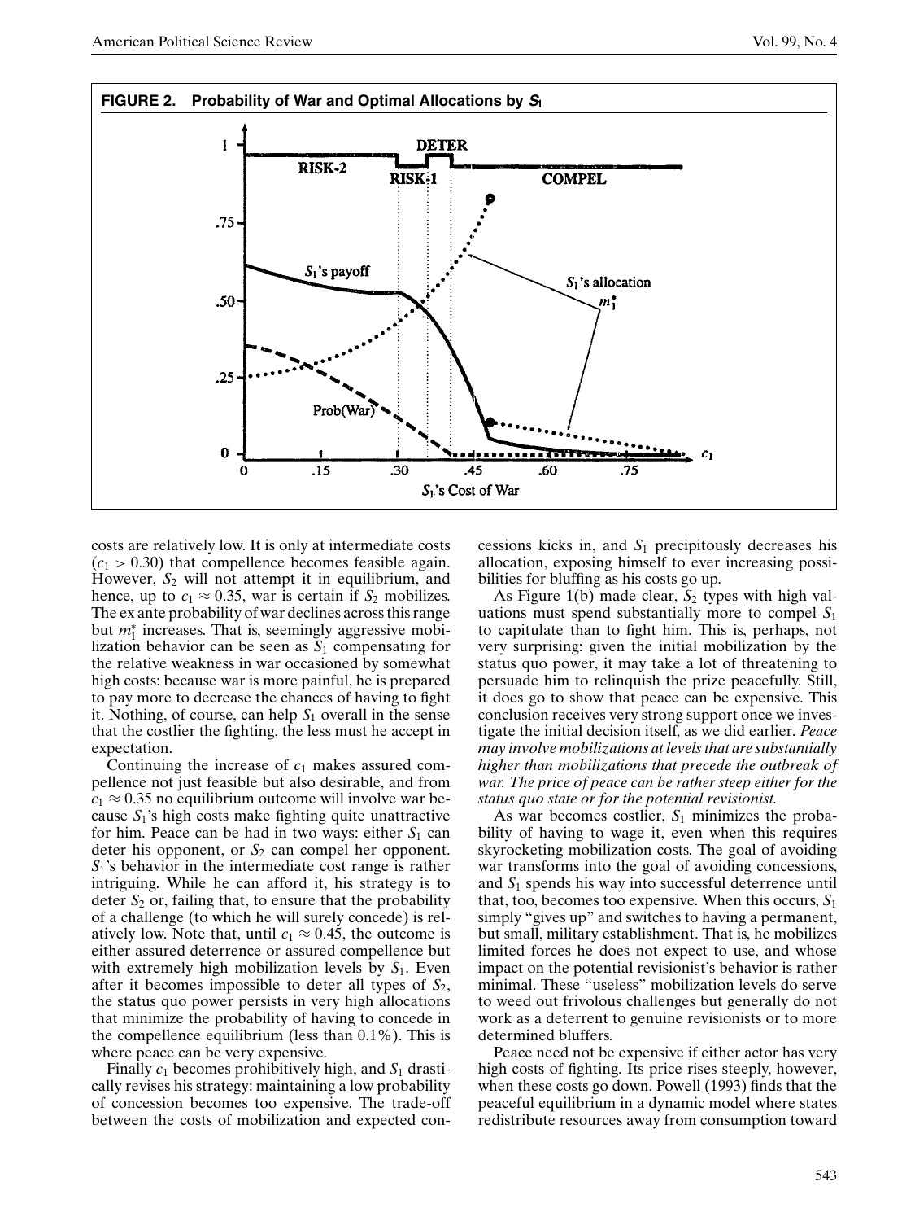**FIGURE 2. Probability of War and Optimal Allocations by $S_1$**

costs are relatively low. It is only at intermediate costs ($c_1 > 0.30$) that compellence becomes feasible again. However, $S_2$ will not attempt it in equilibrium, and hence, up to $c_1 \approx 0.35$, war is certain if $S_2$ mobilizes. The ex ante probability of war declines across this range but $m_1^*$ increases. That is, seemingly aggressive mobilization behavior can be seen as $S_1$ compensating for the relative weakness in war occasioned by somewhat high costs: because war is more painful, he is prepared to pay more to decrease the chances of having to fight it. Nothing, of course, can help $S_1$ overall in the sense that the costlier the fighting, the less must he accept in expectation.

Continuing the increase of $c_1$ makes assured compellence not just feasible but also desirable, and from $c_1 \approx 0.35$ no equilibrium outcome will involve war because $S_1$'s high costs make fighting quite unattractive for him. Peace can be had in two ways: either $S_1$ can deter his opponent, or $S_2$ can compel her opponent. $S_1$'s behavior in the intermediate cost range is rather intriguing. While he can afford it, his strategy is to deter $S_2$ or, failing that, to ensure that the probability of a challenge (to which he will surely concede) is relatively low. Note that, until $c_1 \approx 0.45$, the outcome is either assured deterrence or assured compellence but with extremely high mobilization levels by $S_1$. Even after it becomes impossible to deter all types of $S_2$, the status quo power persists in very high allocations that minimize the probability of having to concede in the compellence equilibrium (less than 0.1%). This is where peace can be very expensive.

Finally $c_1$ becomes prohibitively high, and $S_1$ drastically revises his strategy: maintaining a low probability of concession becomes too expensive. The trade-off between the costs of mobilization and expected concessions kicks in, and $S_1$ precipitously decreases his allocation, exposing himself to ever increasing possibilities for bluffing as his costs go up.

As Figure 1(b) made clear, $S_2$ types with high valuations must spend substantially more to compel $S_1$ to capitulate than to fight him. This is, perhaps, not very surprising: given the initial mobilization by the status quo power, it may take a lot of threatening to persuade him to relinquish the prize peacefully. Still, it does go to show that peace can be expensive. This conclusion receives very strong support once we investigate the initial decision itself, as we did earlier. *Peace may involve mobilizations at levels that are substantially higher than mobilizations that precede the outbreak of war. The price of peace can be rather steep either for the status quo state or for the potential revisionist.*

As war becomes costlier, $S_1$ minimizes the probability of having to wage it, even when this requires skyrocketing mobilization costs. The goal of avoiding war transforms into the goal of avoiding concessions, and $S_1$ spends his way into successful deterrence until that, too, becomes too expensive. When this occurs, $S_1$ simply "gives up" and switches to having a permanent, but small, military establishment. That is, he mobilizes limited forces he does not expect to use, and whose impact on the potential revisionist's behavior is rather minimal. These "useless" mobilization levels do serve to weed out frivolous challenges but generally do not work as a deterrent to genuine revisionists or to more determined bluffers.

Peace need not be expensive if either actor has very high costs of fighting. Its price rises steeply, however, when these costs go down. Powell (1993) finds that the peaceful equilibrium in a dynamic model where states redistribute resources away from consumption toward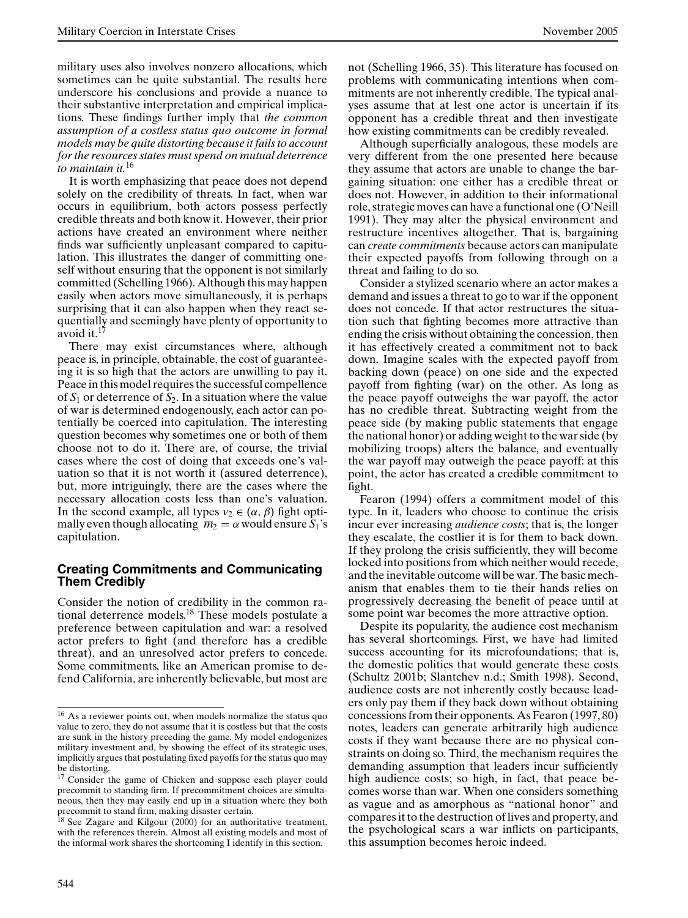military uses also involves nonzero allocations, which sometimes can be quite substantial. The results here underscore his conclusions and provide a nuance to their substantive interpretation and empirical implications. These findings further imply that *the common assumption of a costless status quo outcome in formal models may be quite distorting because it fails to account for the resources states must spend on mutual deterrence to maintain it.*[16]

It is worth emphasizing that peace does not depend solely on the credibility of threats. In fact, when war occurs in equilibrium, both actors possess perfectly credible threats and both know it. However, their prior actions have created an environment where neither finds war sufficiently unpleasant compared to capitulation. This illustrates the danger of committing oneself without ensuring that the opponent is not similarly committed (Schelling 1966). Although this may happen easily when actors move simultaneously, it is perhaps surprising that it can also happen when they react sequentially and seemingly have plenty of opportunity to avoid it.[17]

There may exist circumstances where, although peace is, in principle, obtainable, the cost of guaranteeing it is so high that the actors are unwilling to pay it. Peace in this model requires the successful compellence of $S_1$ or deterrence of $S_2$. In a situation where the value of war is determined endogenously, each actor can potentially be coerced into capitulation. The interesting question becomes why sometimes one or both of them choose not to do it. There are, of course, the trivial cases where the cost of doing that exceeds one's valuation so that it is not worth it (assured deterrence), but, more intriguingly, there are the cases where the necessary allocation costs less than one's valuation. In the second example, all types $v_2 \in (\alpha, \beta)$ fight optimally even though allocating $\overline{m}_2 = \alpha$ would ensure $S_1$'s capitulation.

## Creating Commitments and Communicating Them Credibly

Consider the notion of credibility in the common rational deterrence models.[18] These models postulate a preference between capitulation and war: a resolved actor prefers to fight (and therefore has a credible threat), and an unresolved actor prefers to concede. Some commitments, like an American promise to defend California, are inherently believable, but most are not (Schelling 1966, 35). This literature has focused on problems with communicating intentions when commitments are not inherently credible. The typical analyses assume that at lest one actor is uncertain if its opponent has a credible threat and then investigate how existing commitments can be credibly revealed.

Although superficially analogous, these models are very different from the one presented here because they assume that actors are unable to change the bargaining situation: one either has a credible threat or does not. However, in addition to their informational role, strategic moves can have a functional one (O'Neill 1991). They may alter the physical environment and restructure incentives altogether. That is, bargaining can *create commitments* because actors can manipulate their expected payoffs from following through on a threat and failing to do so.

Consider a stylized scenario where an actor makes a demand and issues a threat to go to war if the opponent does not concede. If that actor restructures the situation such that fighting becomes more attractive than ending the crisis without obtaining the concession, then it has effectively created a commitment not to back down. Imagine scales with the expected payoff from backing down (peace) on one side and the expected payoff from fighting (war) on the other. As long as the peace payoff outweighs the war payoff, the actor has no credible threat. Subtracting weight from the peace side (by making public statements that engage the national honor) or adding weight to the war side (by mobilizing troops) alters the balance, and eventually the war payoff may outweigh the peace payoff: at this point, the actor has created a credible commitment to fight.

Fearon (1994) offers a commitment model of this type. In it, leaders who choose to continue the crisis incur ever increasing *audience costs*; that is, the longer they escalate, the costlier it is for them to back down. If they prolong the crisis sufficiently, they will become locked into positions from which neither would recede, and the inevitable outcome will be war. The basic mechanism that enables them to tie their hands relies on progressively decreasing the benefit of peace until at some point war becomes the more attractive option.

Despite its popularity, the audience cost mechanism has several shortcomings. First, we have had limited success accounting for its microfoundations; that is, the domestic politics that would generate these costs (Schultz 2001b; Slantchev n.d.; Smith 1998). Second, audience costs are not inherently costly because leaders only pay them if they back down without obtaining concessions from their opponents. As Fearon (1997, 80) notes, leaders can generate arbitrarily high audience costs if they want because there are no physical constraints on doing so. Third, the mechanism requires the demanding assumption that leaders incur sufficiently high audience costs; so high, in fact, that peace becomes worse than war. When one considers something as vague and as amorphous as "national honor" and compares it to the destruction of lives and property, and the psychological scars a war inflicts on participants, this assumption becomes heroic indeed.

---

[16] As a reviewer points out, when models normalize the status quo value to zero, they do not assume that it is costless but that the costs are sunk in the history preceding the game. My model endogenizes military investment and, by showing the effect of its strategic uses, implicitly argues that postulating fixed payoffs for the status quo may be distorting.

[17] Consider the game of Chicken and suppose each player could precommit to standing firm. If precommitment choices are simultaneous, then they may easily end up in a situation where they both precommit to stand firm, making disaster certain.

[18] See Zagare and Kilgour (2000) for an authoritative treatment, with the references therein. Almost all existing models and most of the informal work shares the shortcoming I identify in this section.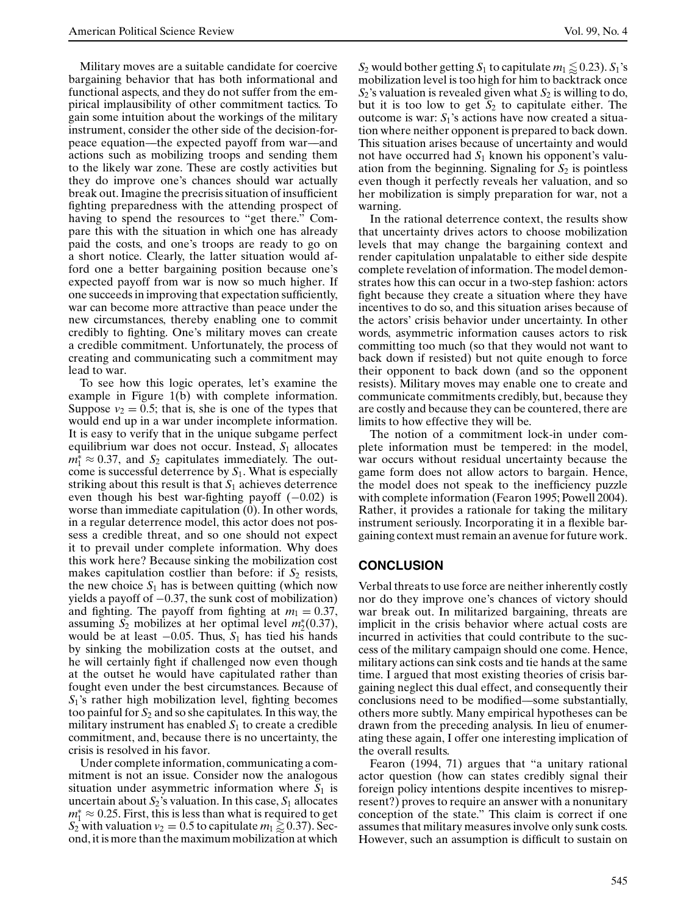Military moves are a suitable candidate for coercive bargaining behavior that has both informational and functional aspects, and they do not suffer from the empirical implausibility of other commitment tactics. To gain some intuition about the workings of the military instrument, consider the other side of the decision-for-peace equation—the expected payoff from war—and actions such as mobilizing troops and sending them to the likely war zone. These are costly activities but they do improve one's chances should war actually break out. Imagine the precrisis situation of insufficient fighting preparedness with the attending prospect of having to spend the resources to "get there." Compare this with the situation in which one has already paid the costs, and one's troops are ready to go on a short notice. Clearly, the latter situation would afford one a better bargaining position because one's expected payoff from war is now so much higher. If one succeeds in improving that expectation sufficiently, war can become more attractive than peace under the new circumstances, thereby enabling one to commit credibly to fighting. One's military moves can create a credible commitment. Unfortunately, the process of creating and communicating such a commitment may lead to war.

To see how this logic operates, let's examine the example in Figure 1(b) with complete information. Suppose $v_2 = 0.5$; that is, she is one of the types that would end up in a war under incomplete information. It is easy to verify that in the unique subgame perfect equilibrium war does not occur. Instead, $S_1$ allocates $m_1^* \approx 0.37$, and $S_2$ capitulates immediately. The outcome is successful deterrence by $S_1$. What is especially striking about this result is that $S_1$ achieves deterrence even though his best war-fighting payoff ($-0.02$) is worse than immediate capitulation (0). In other words, in a regular deterrence model, this actor does not possess a credible threat, and so one should not expect it to prevail under complete information. Why does this work here? Because sinking the mobilization cost makes capitulation costlier than before: if $S_2$ resists, the new choice $S_1$ has is between quitting (which now yields a payoff of $-0.37$, the sunk cost of mobilization) and fighting. The payoff from fighting at $m_1 = 0.37$, assuming $S_2$ mobilizes at her optimal level $m_2^*(0.37)$, would be at least $-0.05$. Thus, $S_1$ has tied his hands by sinking the mobilization costs at the outset, and he will certainly fight if challenged now even though at the outset he would have capitulated rather than fought even under the best circumstances. Because of $S_1$'s rather high mobilization level, fighting becomes too painful for $S_2$ and so she capitulates. In this way, the military instrument has enabled $S_1$ to create a credible commitment, and, because there is no uncertainty, the crisis is resolved in his favor.

Under complete information, communicating a commitment is not an issue. Consider now the analogous situation under asymmetric information where $S_1$ is uncertain about $S_2$'s valuation. In this case, $S_1$ allocates $m_1^* \approx 0.25$. First, this is less than what is required to get $S_2$ with valuation $v_2 = 0.5$ to capitulate $m_1 \gtrapprox 0.37$). Second, it is more than the maximum mobilization at which $S_2$ would bother getting $S_1$ to capitulate $m_1 \lessapprox 0.23$). $S_1$'s mobilization level is too high for him to backtrack once $S_2$'s valuation is revealed given what $S_2$ is willing to do, but it is too low to get $S_2$ to capitulate either. The outcome is war: $S_1$'s actions have now created a situation where neither opponent is prepared to back down. This situation arises because of uncertainty and would not have occurred had $S_1$ known his opponent's valuation from the beginning. Signaling for $S_2$ is pointless even though it perfectly reveals her valuation, and so her mobilization is simply preparation for war, not a warning.

In the rational deterrence context, the results show that uncertainty drives actors to choose mobilization levels that may change the bargaining context and render capitulation unpalatable to either side despite complete revelation of information. The model demonstrates how this can occur in a two-step fashion: actors fight because they create a situation where they have incentives to do so, and this situation arises because of the actors' crisis behavior under uncertainty. In other words, asymmetric information causes actors to risk committing too much (so that they would not want to back down if resisted) but not quite enough to force their opponent to back down (and so the opponent resists). Military moves may enable one to create and communicate commitments credibly, but, because they are costly and because they can be countered, there are limits to how effective they will be.

The notion of a commitment lock-in under complete information must be tempered: in the model, war occurs without residual uncertainty because the game form does not allow actors to bargain. Hence, the model does not speak to the inefficiency puzzle with complete information (Fearon 1995; Powell 2004). Rather, it provides a rationale for taking the military instrument seriously. Incorporating it in a flexible bargaining context must remain an avenue for future work.

## CONCLUSION

Verbal threats to use force are neither inherently costly nor do they improve one's chances of victory should war break out. In militarized bargaining, threats are implicit in the crisis behavior where actual costs are incurred in activities that could contribute to the success of the military campaign should one come. Hence, military actions can sink costs and tie hands at the same time. I argued that most existing theories of crisis bargaining neglect this dual effect, and consequently their conclusions need to be modified—some substantially, others more subtly. Many empirical hypotheses can be drawn from the preceding analysis. In lieu of enumerating these again, I offer one interesting implication of the overall results.

Fearon (1994, 71) argues that "a unitary rational actor question (how can states credibly signal their foreign policy intentions despite incentives to misrepresent?) proves to require an answer with a nonunitary conception of the state." This claim is correct if one assumes that military measures involve only sunk costs. However, such an assumption is difficult to sustain on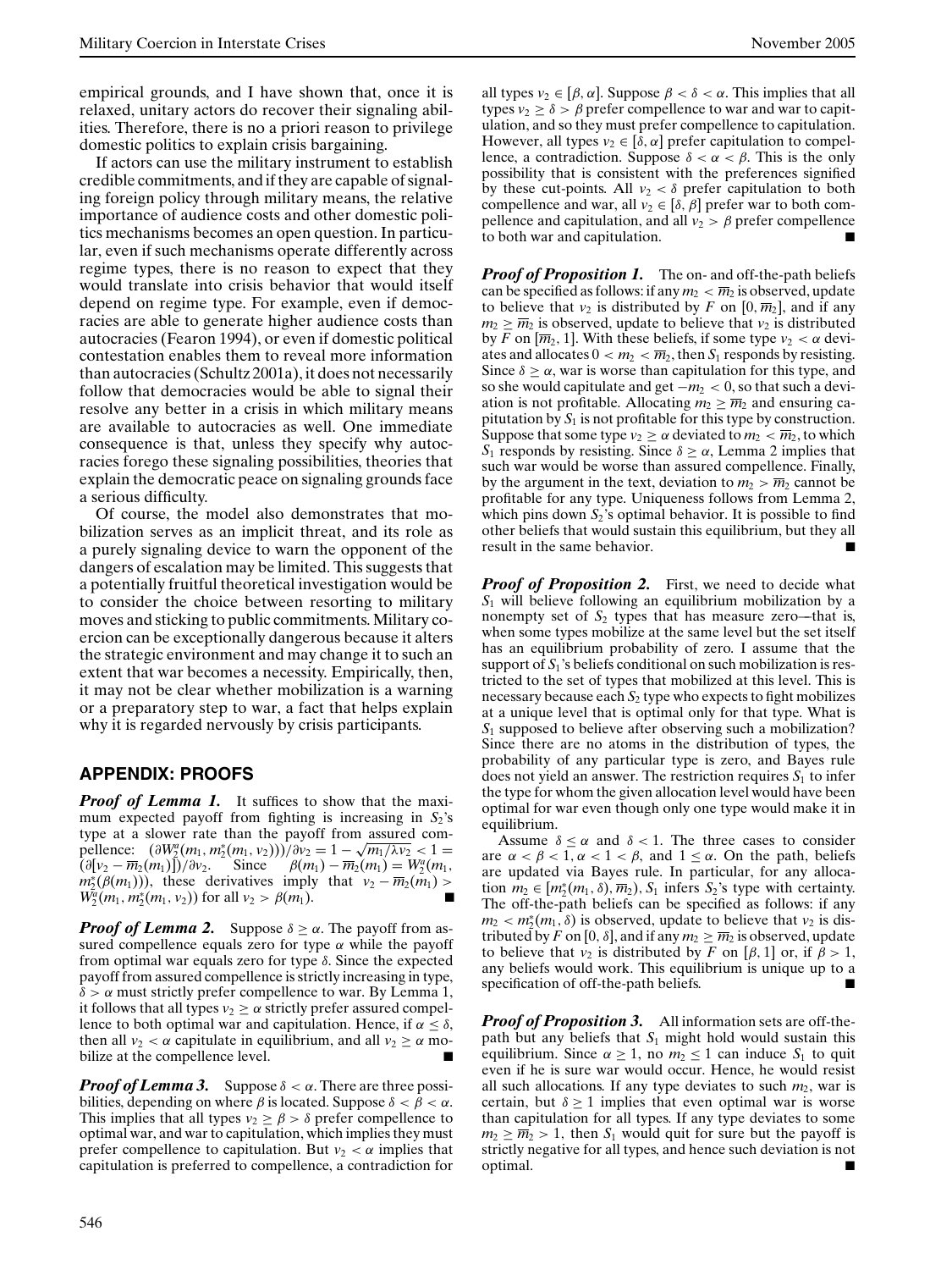empirical grounds, and I have shown that, once it is relaxed, unitary actors do recover their signaling abilities. Therefore, there is no a priori reason to privilege domestic politics to explain crisis bargaining.

If actors can use the military instrument to establish credible commitments, and if they are capable of signaling foreign policy through military means, the relative importance of audience costs and other domestic politics mechanisms becomes an open question. In particular, even if such mechanisms operate differently across regime types, there is no reason to expect that they would translate into crisis behavior that would itself depend on regime type. For example, even if democracies are able to generate higher audience costs than autocracies (Fearon 1994), or even if domestic political contestation enables them to reveal more information than autocracies (Schultz 2001a), it does not necessarily follow that democracies would be able to signal their resolve any better in a crisis in which military means are available to autocracies as well. One immediate consequence is that, unless they specify why autocracies forego these signaling possibilities, theories that explain the democratic peace on signaling grounds face a serious difficulty.

Of course, the model also demonstrates that mobilization serves as an implicit threat, and its role as a purely signaling device to warn the opponent of the dangers of escalation may be limited. This suggests that a potentially fruitful theoretical investigation would be to consider the choice between resorting to military moves and sticking to public commitments. Military coercion can be exceptionally dangerous because it alters the strategic environment and may change it to such an extent that war becomes a necessity. Empirically, then, it may not be clear whether mobilization is a warning or a preparatory step to war, a fact that helps explain why it is regarded nervously by crisis participants.

## APPENDIX: PROOFS

***Proof of Lemma 1.*** It suffices to show that the maximum expected payoff from fighting is increasing in $S_2$'s type at a slower rate than the payoff from assured compellence: $(\partial W_2^a(m_1, m_2^*(m_1, v_2)))/\partial v_2 = 1 - \sqrt{m_1/\lambda v_2} < 1 = (\partial[v_2 - \overline{m}_2(m_1)])/\partial v_2$. Since $\beta(m_1) - \overline{m}_2(m_1) = W_2^a(m_1, m_2^*(\beta(m_1)))$, these derivatives imply that $v_2 - \overline{m}_2(m_1) > W_2^a(m_1, m_2^*(m_1, v_2))$ for all $v_2 > \beta(m_1)$. ■

***Proof of Lemma 2.*** Suppose $\delta \geq \alpha$. The payoff from assured compellence equals zero for type $\alpha$ while the payoff from optimal war equals zero for type $\delta$. Since the expected payoff from assured compellence is strictly increasing in type, $\delta > \alpha$ must strictly prefer compellence to war. By Lemma 1, it follows that all types $v_2 \geq \alpha$ strictly prefer assured compellence to both optimal war and capitulation. Hence, if $\alpha \leq \delta$, then all $v_2 < \alpha$ capitulate in equilibrium, and all $v_2 \geq \alpha$ mobilize at the compellence level. ■

***Proof of Lemma 3.*** Suppose $\delta < \alpha$. There are three possibilities, depending on where $\beta$ is located. Suppose $\delta < \beta < \alpha$. This implies that all types $v_2 \geq \beta > \delta$ prefer compellence to optimal war, and war to capitulation, which implies they must prefer compellence to capitulation. But $v_2 < \alpha$ implies that capitulation is preferred to compellence, a contradiction for all types $v_2 \in [\beta, \alpha]$. Suppose $\beta < \delta < \alpha$. This implies that all types $v_2 \geq \delta > \beta$ prefer compellence to war and war to capitulation, and so they must prefer compellence to capitulation. However, all types $v_2 \in [\delta, \alpha]$ prefer capitulation to compellence, a contradiction. Suppose $\delta < \alpha < \beta$. This is the only possibility that is consistent with the preferences signified by these cut-points. All $v_2 < \delta$ prefer capitulation to both compellence and war, all $v_2 \in [\delta, \beta]$ prefer war to both compellence and capitulation, and all $v_2 > \beta$ prefer compellence to both war and capitulation. ■

***Proof of Proposition 1.*** The on- and off-the-path beliefs can be specified as follows: if any $m_2 < \overline{m}_2$ is observed, update to believe that $v_2$ is distributed by $F$ on $[0, \overline{m}_2]$, and if any $m_2 \geq \overline{m}_2$ is observed, update to believe that $v_2$ is distributed by $F$ on $[\overline{m}_2, 1]$. With these beliefs, if some type $v_2 < \alpha$ deviates and allocates $0 < m_2 < \overline{m}_2$, then $S_1$ responds by resisting. Since $\delta \geq \alpha$, war is worse than capitulation for this type, and so she would capitulate and get $-m_2 < 0$, so that such a deviation is not profitable. Allocating $m_2 \geq \overline{m}_2$ and ensuring capitutation by $S_1$ is not profitable for this type by construction. Suppose that some type $v_2 \geq \alpha$ deviated to $m_2 < \overline{m}_2$, to which $S_1$ responds by resisting. Since $\delta \geq \alpha$, Lemma 2 implies that such war would be worse than assured compellence. Finally, by the argument in the text, deviation to $m_2 > \overline{m}_2$ cannot be profitable for any type. Uniqueness follows from Lemma 2, which pins down $S_2$'s optimal behavior. It is possible to find other beliefs that would sustain this equilibrium, but they all result in the same behavior. ■

***Proof of Proposition 2.*** First, we need to decide what $S_1$ will believe following an equilibrium mobilization by a nonempty set of $S_2$ types that has measure zero—that is, when some types mobilize at the same level but the set itself has an equilibrium probability of zero. I assume that the support of $S_1$'s beliefs conditional on such mobilization is restricted to the set of types that mobilized at this level. This is necessary because each $S_2$ type who expects to fight mobilizes at a unique level that is optimal only for that type. What is $S_1$ supposed to believe after observing such a mobilization? Since there are no atoms in the distribution of types, the probability of any particular type is zero, and Bayes rule does not yield an answer. The restriction requires $S_1$ to infer the type for whom the given allocation level would have been optimal for war even though only one type would make it in equilibrium.

Assume $\delta \leq \alpha$ and $\delta < 1$. The three cases to consider are $\alpha < \beta < 1$, $\alpha < 1 < \beta$, and $1 \leq \alpha$. On the path, beliefs are updated via Bayes rule. In particular, for any allocation $m_2 \in [m_2^*(m_1, \delta), \overline{m}_2)$, $S_1$ infers $S_2$'s type with certainty. The off-the-path beliefs can be specified as follows: if any $m_2 < m_2^*(m_1, \delta)$ is observed, update to believe that $v_2$ is distributed by $F$ on $[0, \delta]$, and if any $m_2 \geq \overline{m}_2$ is observed, update to believe that $v_2$ is distributed by $F$ on $[\beta, 1]$ or, if $\beta > 1$, any beliefs would work. This equilibrium is unique up to a specification of off-the-path beliefs. ■

***Proof of Proposition 3.*** All information sets are off-the-path but any beliefs that $S_1$ might hold would sustain this equilibrium. Since $\alpha \geq 1$, no $m_2 \leq 1$ can induce $S_1$ to quit even if he is sure war would occur. Hence, he would resist all such allocations. If any type deviates to such $m_2$, war is certain, but $\delta \geq 1$ implies that even optimal war is worse than capitulation for all types. If any type deviates to some $m_2 \geq \overline{m}_2 > 1$, then $S_1$ would quit for sure but the payoff is strictly negative for all types, and hence such deviation is not optimal. ■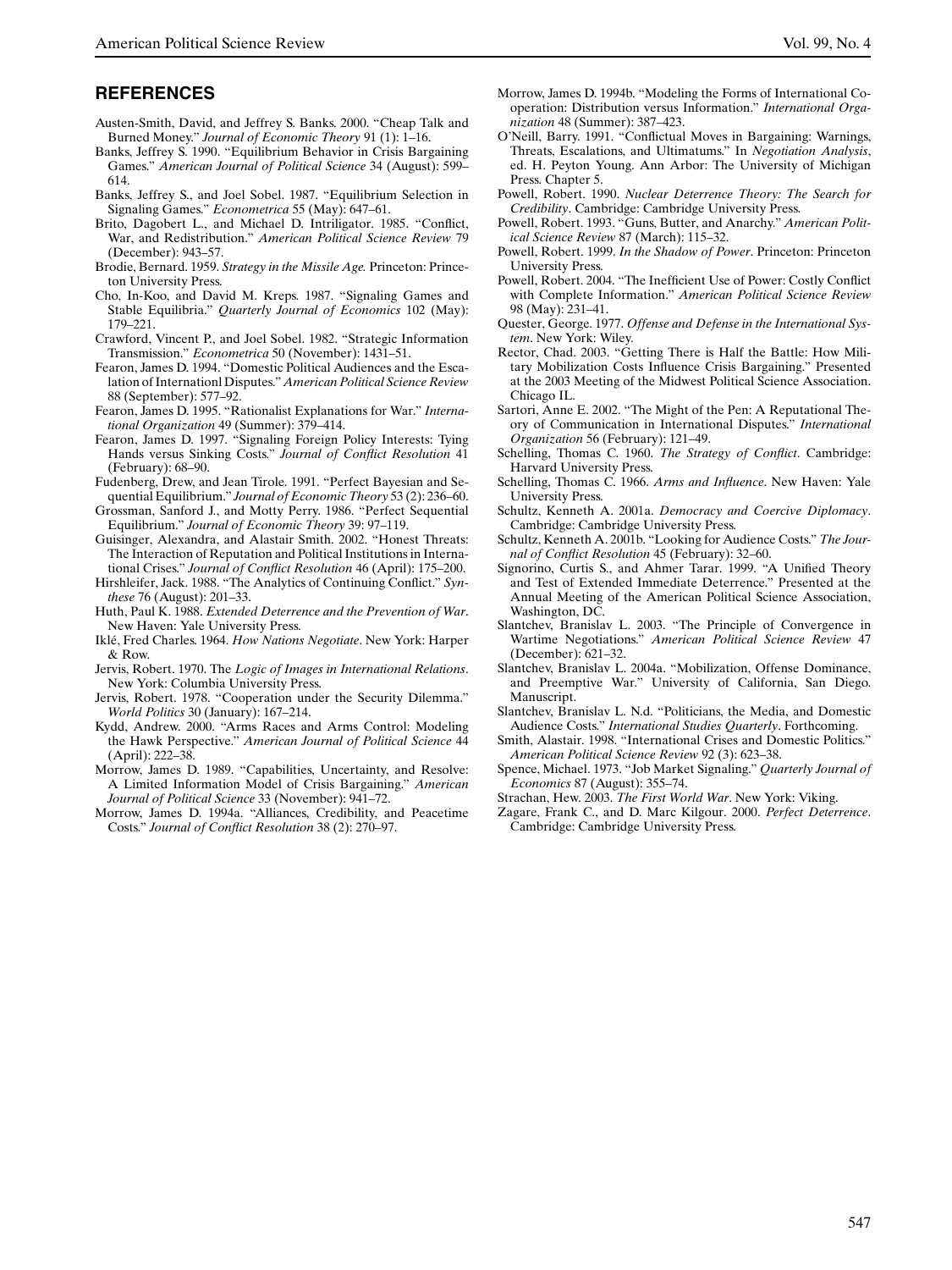## REFERENCES

Austen-Smith, David, and Jeffrey S. Banks. 2000. "Cheap Talk and Burned Money." *Journal of Economic Theory* 91 (1): 1–16.

Banks, Jeffrey S. 1990. "Equilibrium Behavior in Crisis Bargaining Games." *American Journal of Political Science* 34 (August): 599–614.

Banks, Jeffrey S., and Joel Sobel. 1987. "Equilibrium Selection in Signaling Games." *Econometrica* 55 (May): 647–61.

Brito, Dagobert L., and Michael D. Intriligator. 1985. "Conflict, War, and Redistribution." *American Political Science Review* 79 (December): 943–57.

Brodie, Bernard. 1959. *Strategy in the Missile Age.* Princeton: Princeton University Press.

Cho, In-Koo, and David M. Kreps. 1987. "Signaling Games and Stable Equilibria." *Quarterly Journal of Economics* 102 (May): 179–221.

Crawford, Vincent P., and Joel Sobel. 1982. "Strategic Information Transmission." *Econometrica* 50 (November): 1431–51.

Fearon, James D. 1994. "Domestic Political Audiences and the Escalation of Internationl Disputes." *American Political Science Review* 88 (September): 577–92.

Fearon, James D. 1995. "Rationalist Explanations for War." *International Organization* 49 (Summer): 379–414.

Fearon, James D. 1997. "Signaling Foreign Policy Interests: Tying Hands versus Sinking Costs." *Journal of Conflict Resolution* 41 (February): 68–90.

Fudenberg, Drew, and Jean Tirole. 1991. "Perfect Bayesian and Sequential Equilibrium." *Journal of Economic Theory* 53 (2): 236–60.

Grossman, Sanford J., and Motty Perry. 1986. "Perfect Sequential Equilibrium." *Journal of Economic Theory* 39: 97–119.

Guisinger, Alexandra, and Alastair Smith. 2002. "Honest Threats: The Interaction of Reputation and Political Institutions in International Crises." *Journal of Conflict Resolution* 46 (April): 175–200.

Hirshleifer, Jack. 1988. "The Analytics of Continuing Conflict." *Synthese* 76 (August): 201–33.

Huth, Paul K. 1988. *Extended Deterrence and the Prevention of War*. New Haven: Yale University Press.

Iklé, Fred Charles. 1964. *How Nations Negotiate*. New York: Harper & Row.

Jervis, Robert. 1970. The *Logic of Images in International Relations*. New York: Columbia University Press.

Jervis, Robert. 1978. "Cooperation under the Security Dilemma." *World Politics* 30 (January): 167–214.

Kydd, Andrew. 2000. "Arms Races and Arms Control: Modeling the Hawk Perspective." *American Journal of Political Science* 44 (April): 222–38.

Morrow, James D. 1989. "Capabilities, Uncertainty, and Resolve: A Limited Information Model of Crisis Bargaining." *American Journal of Political Science* 33 (November): 941–72.

Morrow, James D. 1994a. "Alliances, Credibility, and Peacetime Costs." *Journal of Conflict Resolution* 38 (2): 270–97.

Morrow, James D. 1994b. "Modeling the Forms of International Cooperation: Distribution versus Information." *International Organization* 48 (Summer): 387–423.

O'Neill, Barry. 1991. "Conflictual Moves in Bargaining: Warnings, Threats, Escalations, and Ultimatums." In *Negotiation Analysis*, ed. H. Peyton Young. Ann Arbor: The University of Michigan Press. Chapter 5.

Powell, Robert. 1990. *Nuclear Deterrence Theory: The Search for Credibility*. Cambridge: Cambridge University Press.

Powell, Robert. 1993. "Guns, Butter, and Anarchy." *American Political Science Review* 87 (March): 115–32.

Powell, Robert. 1999. *In the Shadow of Power*. Princeton: Princeton University Press.

Powell, Robert. 2004. "The Inefficient Use of Power: Costly Conflict with Complete Information." *American Political Science Review* 98 (May): 231–41.

Quester, George. 1977. *Offense and Defense in the International System*. New York: Wiley.

Rector, Chad. 2003. "Getting There is Half the Battle: How Military Mobilization Costs Influence Crisis Bargaining." Presented at the 2003 Meeting of the Midwest Political Science Association. Chicago IL.

Sartori, Anne E. 2002. "The Might of the Pen: A Reputational Theory of Communication in International Disputes." *International Organization* 56 (February): 121–49.

Schelling, Thomas C. 1960. *The Strategy of Conflict*. Cambridge: Harvard University Press.

Schelling, Thomas C. 1966. *Arms and Influence*. New Haven: Yale University Press.

Schultz, Kenneth A. 2001a. *Democracy and Coercive Diplomacy*. Cambridge: Cambridge University Press.

Schultz, Kenneth A. 2001b. "Looking for Audience Costs." *The Journal of Conflict Resolution* 45 (February): 32–60.

Signorino, Curtis S., and Ahmer Tarar. 1999. "A Unified Theory and Test of Extended Immediate Deterrence." Presented at the Annual Meeting of the American Political Science Association, Washington, DC.

Slantchev, Branislav L. 2003. "The Principle of Convergence in Wartime Negotiations." *American Political Science Review* 47 (December): 621–32.

Slantchev, Branislav L. 2004a. "Mobilization, Offense Dominance, and Preemptive War." University of California, San Diego. Manuscript.

Slantchev, Branislav L. N.d. "Politicians, the Media, and Domestic Audience Costs." *International Studies Quarterly*. Forthcoming.

Smith, Alastair. 1998. "International Crises and Domestic Politics." *American Political Science Review* 92 (3): 623–38.

Spence, Michael. 1973. "Job Market Signaling." *Quarterly Journal of Economics* 87 (August): 355–74.

Strachan, Hew. 2003. *The First World War*. New York: Viking.

Zagare, Frank C., and D. Marc Kilgour. 2000. *Perfect Deterrence*. Cambridge: Cambridge University Press.